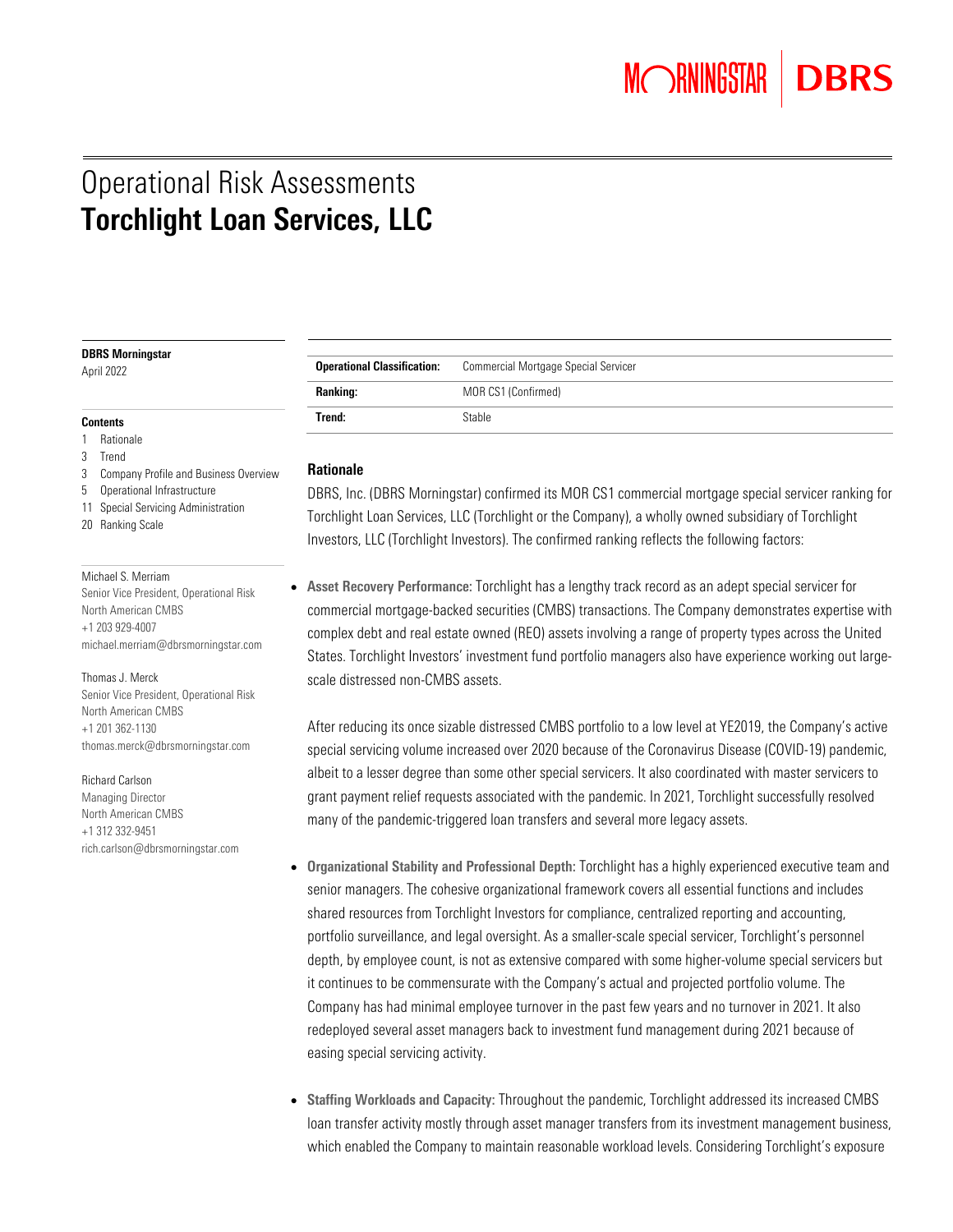# Operational Risk Assessments

# Torchlight Loan Services, LLC

**DBRS Morningstar**
April 2022

**Contents**

1 Rationale
3 Trend
3 Company Profile and Business Overview
5 Operational Infrastructure
11 Special Servicing Administration
20 Ranking Scale

Michael S. Merriam
Senior Vice President, Operational Risk
North American CMBS
+1 203 929-4007
michael.merriam@dbrsmorningstar.com

Thomas J. Merck
Senior Vice President, Operational Risk
North American CMBS
+1 201 362-1130
thomas.merck@dbrsmorningstar.com

Richard Carlson
Managing Director
North American CMBS
+1 312 332-9451
rich.carlson@dbrsmorningstar.com

| | |
|---|---|
| **Operational Classification:** | Commercial Mortgage Special Servicer |
| **Ranking:** | MOR CS1 (Confirmed) |
| **Trend:** | Stable |

## Rationale

DBRS, Inc. (DBRS Morningstar) confirmed its MOR CS1 commercial mortgage special servicer ranking for Torchlight Loan Services, LLC (Torchlight or the Company), a wholly owned subsidiary of Torchlight Investors, LLC (Torchlight Investors). The confirmed ranking reflects the following factors:

- **Asset Recovery Performance:** Torchlight has a lengthy track record as an adept special servicer for commercial mortgage-backed securities (CMBS) transactions. The Company demonstrates expertise with complex debt and real estate owned (REO) assets involving a range of property types across the United States. Torchlight Investors' investment fund portfolio managers also have experience working out large-scale distressed non-CMBS assets.

  After reducing its once sizable distressed CMBS portfolio to a low level at YE2019, the Company's active special servicing volume increased over 2020 because of the Coronavirus Disease (COVID-19) pandemic, albeit to a lesser degree than some other special servicers. It also coordinated with master servicers to grant payment relief requests associated with the pandemic. In 2021, Torchlight successfully resolved many of the pandemic-triggered loan transfers and several more legacy assets.

- **Organizational Stability and Professional Depth:** Torchlight has a highly experienced executive team and senior managers. The cohesive organizational framework covers all essential functions and includes shared resources from Torchlight Investors for compliance, centralized reporting and accounting, portfolio surveillance, and legal oversight. As a smaller-scale special servicer, Torchlight's personnel depth, by employee count, is not as extensive compared with some higher-volume special servicers but it continues to be commensurate with the Company's actual and projected portfolio volume. The Company has had minimal employee turnover in the past few years and no turnover in 2021. It also redeployed several asset managers back to investment fund management during 2021 because of easing special servicing activity.

- **Staffing Workloads and Capacity:** Throughout the pandemic, Torchlight addressed its increased CMBS loan transfer activity mostly through asset manager transfers from its investment management business, which enabled the Company to maintain reasonable workload levels. Considering Torchlight's exposure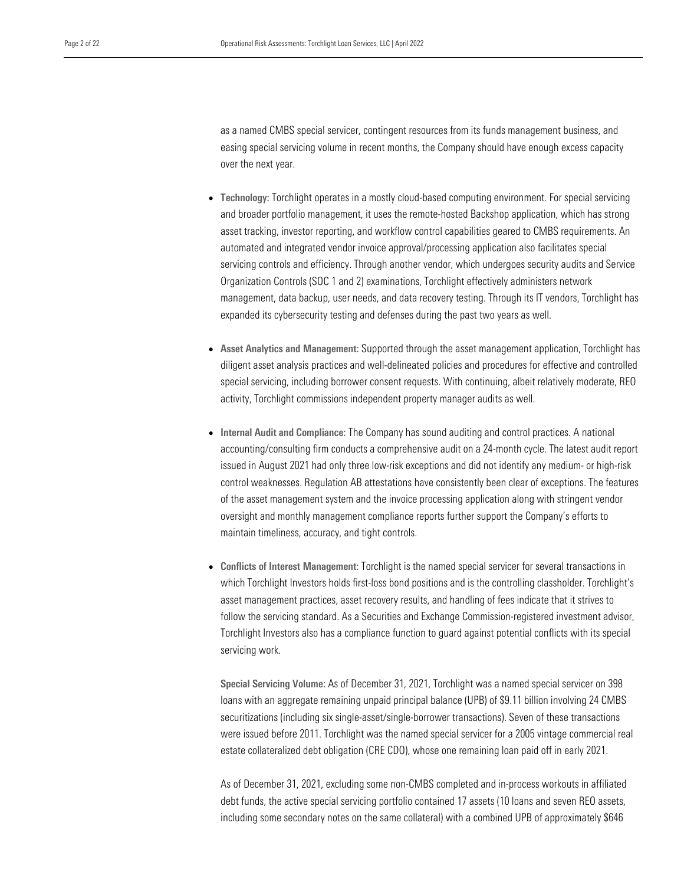as a named CMBS special servicer, contingent resources from its funds management business, and easing special servicing volume in recent months, the Company should have enough excess capacity over the next year.

- **Technology:** Torchlight operates in a mostly cloud-based computing environment. For special servicing and broader portfolio management, it uses the remote-hosted Backshop application, which has strong asset tracking, investor reporting, and workflow control capabilities geared to CMBS requirements. An automated and integrated vendor invoice approval/processing application also facilitates special servicing controls and efficiency. Through another vendor, which undergoes security audits and Service Organization Controls (SOC 1 and 2) examinations, Torchlight effectively administers network management, data backup, user needs, and data recovery testing. Through its IT vendors, Torchlight has expanded its cybersecurity testing and defenses during the past two years as well.

- **Asset Analytics and Management:** Supported through the asset management application, Torchlight has diligent asset analysis practices and well-delineated policies and procedures for effective and controlled special servicing, including borrower consent requests. With continuing, albeit relatively moderate, REO activity, Torchlight commissions independent property manager audits as well.

- **Internal Audit and Compliance:** The Company has sound auditing and control practices. A national accounting/consulting firm conducts a comprehensive audit on a 24-month cycle. The latest audit report issued in August 2021 had only three low-risk exceptions and did not identify any medium- or high-risk control weaknesses. Regulation AB attestations have consistently been clear of exceptions. The features of the asset management system and the invoice processing application along with stringent vendor oversight and monthly management compliance reports further support the Company's efforts to maintain timeliness, accuracy, and tight controls.

- **Conflicts of Interest Management:** Torchlight is the named special servicer for several transactions in which Torchlight Investors holds first-loss bond positions and is the controlling classholder. Torchlight's asset management practices, asset recovery results, and handling of fees indicate that it strives to follow the servicing standard. As a Securities and Exchange Commission-registered investment advisor, Torchlight Investors also has a compliance function to guard against potential conflicts with its special servicing work.

  **Special Servicing Volume:** As of December 31, 2021, Torchlight was a named special servicer on 398 loans with an aggregate remaining unpaid principal balance (UPB) of $9.11 billion involving 24 CMBS securitizations (including six single-asset/single-borrower transactions). Seven of these transactions were issued before 2011. Torchlight was the named special servicer for a 2005 vintage commercial real estate collateralized debt obligation (CRE CDO), whose one remaining loan paid off in early 2021.

  As of December 31, 2021, excluding some non-CMBS completed and in-process workouts in affiliated debt funds, the active special servicing portfolio contained 17 assets (10 loans and seven REO assets, including some secondary notes on the same collateral) with a combined UPB of approximately $646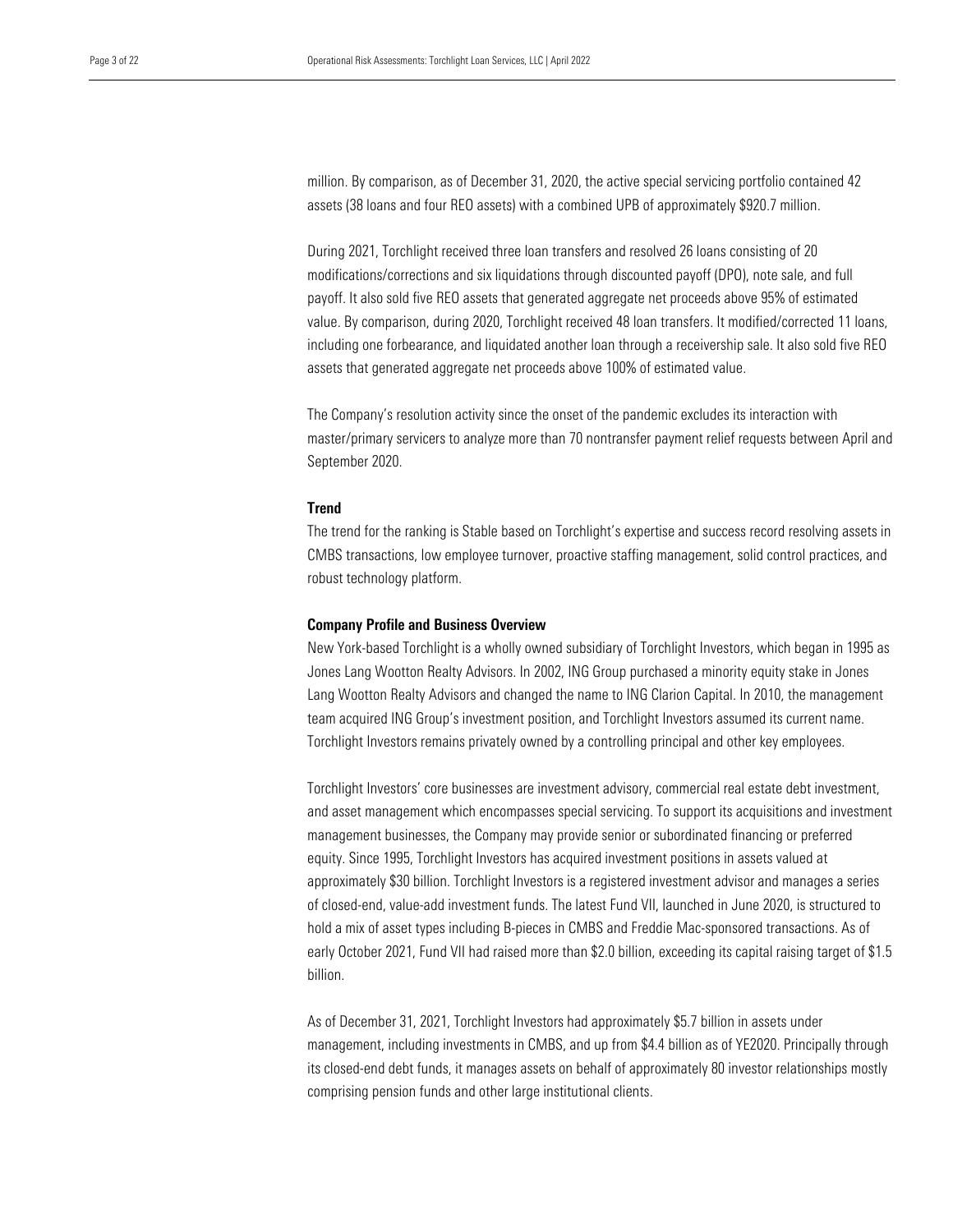million. By comparison, as of December 31, 2020, the active special servicing portfolio contained 42 assets (38 loans and four REO assets) with a combined UPB of approximately $920.7 million.

During 2021, Torchlight received three loan transfers and resolved 26 loans consisting of 20 modifications/corrections and six liquidations through discounted payoff (DPO), note sale, and full payoff. It also sold five REO assets that generated aggregate net proceeds above 95% of estimated value. By comparison, during 2020, Torchlight received 48 loan transfers. It modified/corrected 11 loans, including one forbearance, and liquidated another loan through a receivership sale. It also sold five REO assets that generated aggregate net proceeds above 100% of estimated value.

The Company's resolution activity since the onset of the pandemic excludes its interaction with master/primary servicers to analyze more than 70 nontransfer payment relief requests between April and September 2020.

**Trend**

The trend for the ranking is Stable based on Torchlight's expertise and success record resolving assets in CMBS transactions, low employee turnover, proactive staffing management, solid control practices, and robust technology platform.

**Company Profile and Business Overview**

New York-based Torchlight is a wholly owned subsidiary of Torchlight Investors, which began in 1995 as Jones Lang Wootton Realty Advisors. In 2002, ING Group purchased a minority equity stake in Jones Lang Wootton Realty Advisors and changed the name to ING Clarion Capital. In 2010, the management team acquired ING Group's investment position, and Torchlight Investors assumed its current name. Torchlight Investors remains privately owned by a controlling principal and other key employees.

Torchlight Investors' core businesses are investment advisory, commercial real estate debt investment, and asset management which encompasses special servicing. To support its acquisitions and investment management businesses, the Company may provide senior or subordinated financing or preferred equity. Since 1995, Torchlight Investors has acquired investment positions in assets valued at approximately $30 billion. Torchlight Investors is a registered investment advisor and manages a series of closed-end, value-add investment funds. The latest Fund VII, launched in June 2020, is structured to hold a mix of asset types including B-pieces in CMBS and Freddie Mac-sponsored transactions. As of early October 2021, Fund VII had raised more than $2.0 billion, exceeding its capital raising target of $1.5 billion.

As of December 31, 2021, Torchlight Investors had approximately $5.7 billion in assets under management, including investments in CMBS, and up from $4.4 billion as of YE2020. Principally through its closed-end debt funds, it manages assets on behalf of approximately 80 investor relationships mostly comprising pension funds and other large institutional clients.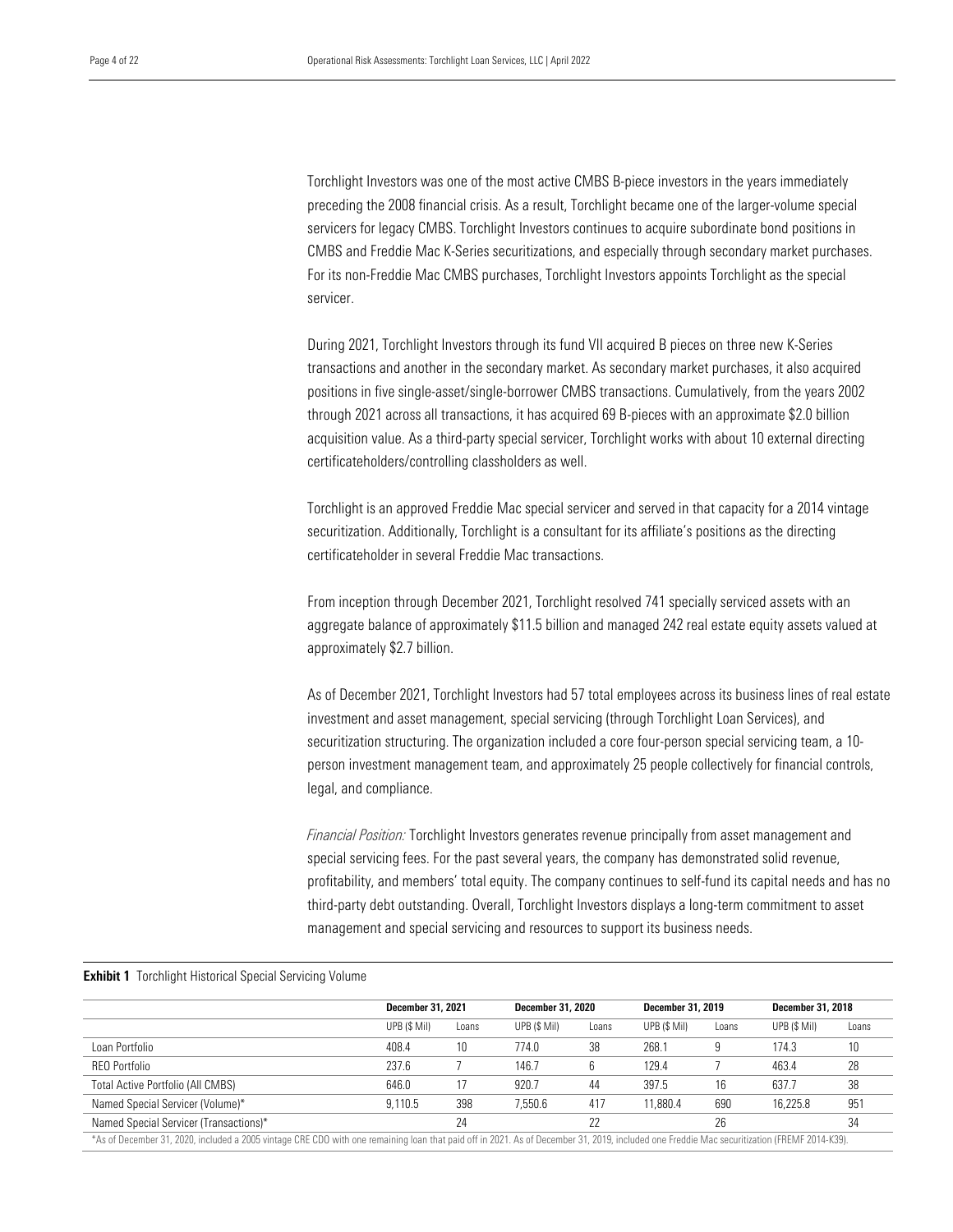Torchlight Investors was one of the most active CMBS B-piece investors in the years immediately preceding the 2008 financial crisis. As a result, Torchlight became one of the larger-volume special servicers for legacy CMBS. Torchlight Investors continues to acquire subordinate bond positions in CMBS and Freddie Mac K-Series securitizations, and especially through secondary market purchases. For its non-Freddie Mac CMBS purchases, Torchlight Investors appoints Torchlight as the special servicer.

During 2021, Torchlight Investors through its fund VII acquired B pieces on three new K-Series transactions and another in the secondary market. As secondary market purchases, it also acquired positions in five single-asset/single-borrower CMBS transactions. Cumulatively, from the years 2002 through 2021 across all transactions, it has acquired 69 B-pieces with an approximate $2.0 billion acquisition value. As a third-party special servicer, Torchlight works with about 10 external directing certificateholders/controlling classholders as well.

Torchlight is an approved Freddie Mac special servicer and served in that capacity for a 2014 vintage securitization. Additionally, Torchlight is a consultant for its affiliate's positions as the directing certificateholder in several Freddie Mac transactions.

From inception through December 2021, Torchlight resolved 741 specially serviced assets with an aggregate balance of approximately $11.5 billion and managed 242 real estate equity assets valued at approximately $2.7 billion.

As of December 2021, Torchlight Investors had 57 total employees across its business lines of real estate investment and asset management, special servicing (through Torchlight Loan Services), and securitization structuring. The organization included a core four-person special servicing team, a 10-person investment management team, and approximately 25 people collectively for financial controls, legal, and compliance.

*Financial Position:* Torchlight Investors generates revenue principally from asset management and special servicing fees. For the past several years, the company has demonstrated solid revenue, profitability, and members' total equity. The company continues to self-fund its capital needs and has no third-party debt outstanding. Overall, Torchlight Investors displays a long-term commitment to asset management and special servicing and resources to support its business needs.

**Exhibit 1** Torchlight Historical Special Servicing Volume

| | December 31, 2021 | | December 31, 2020 | | December 31, 2019 | | December 31, 2018 | |
|---|---|---|---|---|---|---|---|---|
| | UPB ($ Mil) | Loans | UPB ($ Mil) | Loans | UPB ($ Mil) | Loans | UPB ($ Mil) | Loans |
| Loan Portfolio | 408.4 | 10 | 774.0 | 38 | 268.1 | 9 | 174.3 | 10 |
| REO Portfolio | 237.6 | 7 | 146.7 | 6 | 129.4 | 7 | 463.4 | 28 |
| Total Active Portfolio (All CMBS) | 646.0 | 17 | 920.7 | 44 | 397.5 | 16 | 637.7 | 38 |
| Named Special Servicer (Volume)* | 9,110.5 | 398 | 7,550.6 | 417 | 11,880.4 | 690 | 16,225.8 | 951 |
| Named Special Servicer (Transactions)* | | 24 | | 22 | | 26 | | 34 |

*As of December 31, 2020, included a 2005 vintage CRE CDO with one remaining loan that paid off in 2021. As of December 31, 2019, included one Freddie Mac securitization (FREMF 2014-K39).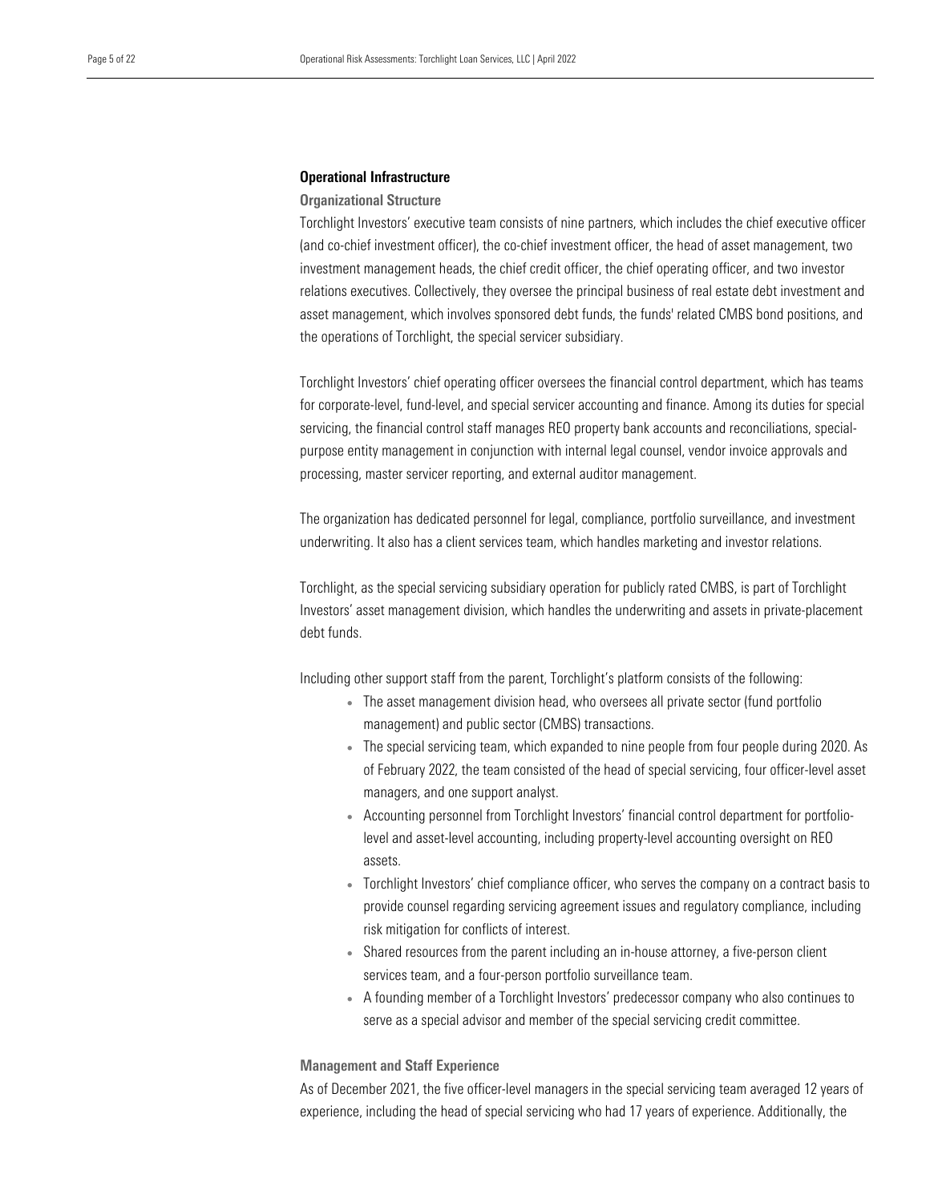## Operational Infrastructure

### Organizational Structure

Torchlight Investors' executive team consists of nine partners, which includes the chief executive officer (and co-chief investment officer), the co-chief investment officer, the head of asset management, two investment management heads, the chief credit officer, the chief operating officer, and two investor relations executives. Collectively, they oversee the principal business of real estate debt investment and asset management, which involves sponsored debt funds, the funds' related CMBS bond positions, and the operations of Torchlight, the special servicer subsidiary.

Torchlight Investors' chief operating officer oversees the financial control department, which has teams for corporate-level, fund-level, and special servicer accounting and finance. Among its duties for special servicing, the financial control staff manages REO property bank accounts and reconciliations, special-purpose entity management in conjunction with internal legal counsel, vendor invoice approvals and processing, master servicer reporting, and external auditor management.

The organization has dedicated personnel for legal, compliance, portfolio surveillance, and investment underwriting. It also has a client services team, which handles marketing and investor relations.

Torchlight, as the special servicing subsidiary operation for publicly rated CMBS, is part of Torchlight Investors' asset management division, which handles the underwriting and assets in private-placement debt funds.

Including other support staff from the parent, Torchlight's platform consists of the following:

- The asset management division head, who oversees all private sector (fund portfolio management) and public sector (CMBS) transactions.
- The special servicing team, which expanded to nine people from four people during 2020. As of February 2022, the team consisted of the head of special servicing, four officer-level asset managers, and one support analyst.
- Accounting personnel from Torchlight Investors' financial control department for portfolio-level and asset-level accounting, including property-level accounting oversight on REO assets.
- Torchlight Investors' chief compliance officer, who serves the company on a contract basis to provide counsel regarding servicing agreement issues and regulatory compliance, including risk mitigation for conflicts of interest.
- Shared resources from the parent including an in-house attorney, a five-person client services team, and a four-person portfolio surveillance team.
- A founding member of a Torchlight Investors' predecessor company who also continues to serve as a special advisor and member of the special servicing credit committee.

### Management and Staff Experience

As of December 2021, the five officer-level managers in the special servicing team averaged 12 years of experience, including the head of special servicing who had 17 years of experience. Additionally, the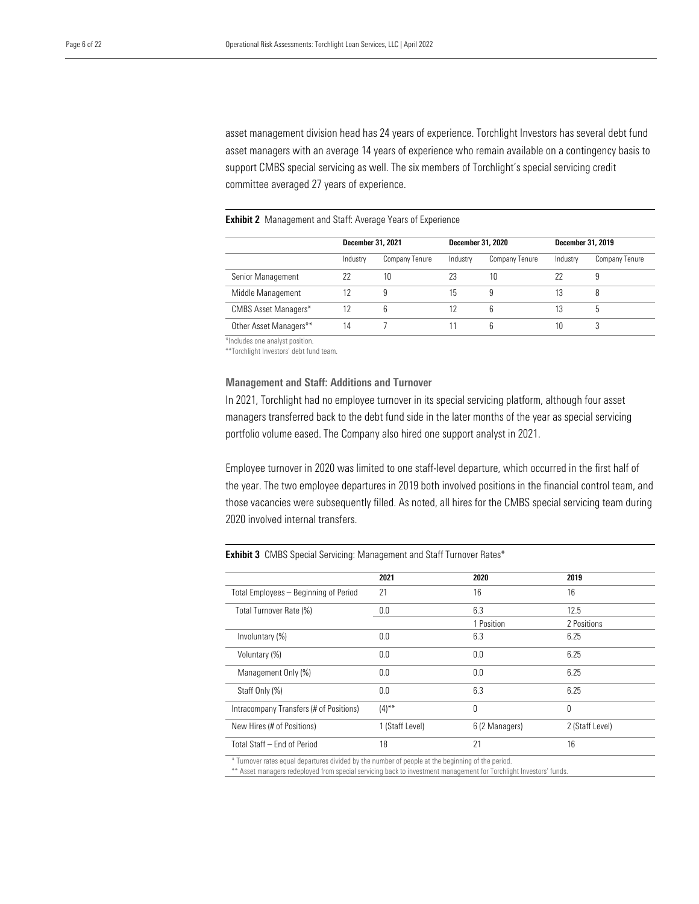asset management division head has 24 years of experience. Torchlight Investors has several debt fund asset managers with an average 14 years of experience who remain available on a contingency basis to support CMBS special servicing as well. The six members of Torchlight's special servicing credit committee averaged 27 years of experience.

**Exhibit 2** Management and Staff: Average Years of Experience

| | December 31, 2021 | | December 31, 2020 | | December 31, 2019 | |
|---|---|---|---|---|---|---|
| | Industry | Company Tenure | Industry | Company Tenure | Industry | Company Tenure |
| Senior Management | 22 | 10 | 23 | 10 | 22 | 9 |
| Middle Management | 12 | 9 | 15 | 9 | 13 | 8 |
| CMBS Asset Managers* | 12 | 6 | 12 | 6 | 13 | 5 |
| Other Asset Managers** | 14 | 7 | 11 | 6 | 10 | 3 |

*Includes one analyst position.
**Torchlight Investors' debt fund team.

### Management and Staff: Additions and Turnover

In 2021, Torchlight had no employee turnover in its special servicing platform, although four asset managers transferred back to the debt fund side in the later months of the year as special servicing portfolio volume eased. The Company also hired one support analyst in 2021.

Employee turnover in 2020 was limited to one staff-level departure, which occurred in the first half of the year. The two employee departures in 2019 both involved positions in the financial control team, and those vacancies were subsequently filled. As noted, all hires for the CMBS special servicing team during 2020 involved internal transfers.

**Exhibit 3** CMBS Special Servicing: Management and Staff Turnover Rates*

| | 2021 | 2020 | 2019 |
|---|---|---|---|
| Total Employees – Beginning of Period | 21 | 16 | 16 |
| Total Turnover Rate (%) | 0.0 | 6.3 | 12.5 |
| | | 1 Position | 2 Positions |
| Involuntary (%) | 0.0 | 6.3 | 6.25 |
| Voluntary (%) | 0.0 | 0.0 | 6.25 |
| Management Only (%) | 0.0 | 0.0 | 6.25 |
| Staff Only (%) | 0.0 | 6.3 | 6.25 |
| Intracompany Transfers (# of Positions) | (4)** | 0 | 0 |
| New Hires (# of Positions) | 1 (Staff Level) | 6 (2 Managers) | 2 (Staff Level) |
| Total Staff – End of Period | 18 | 21 | 16 |

* Turnover rates equal departures divided by the number of people at the beginning of the period.
** Asset managers redeployed from special servicing back to investment management for Torchlight Investors' funds.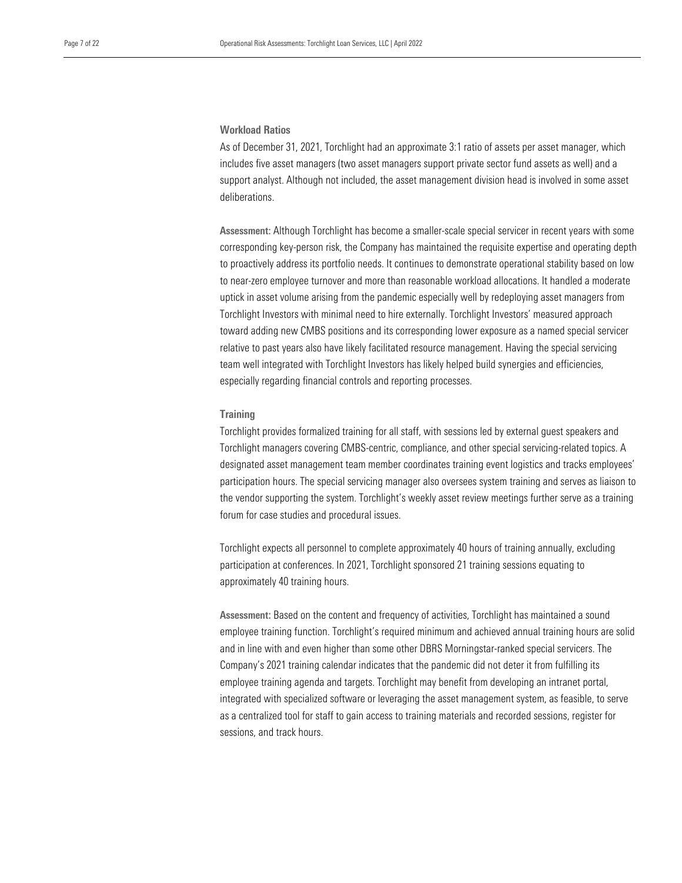### Workload Ratios

As of December 31, 2021, Torchlight had an approximate 3:1 ratio of assets per asset manager, which includes five asset managers (two asset managers support private sector fund assets as well) and a support analyst. Although not included, the asset management division head is involved in some asset deliberations.

**Assessment:** Although Torchlight has become a smaller-scale special servicer in recent years with some corresponding key-person risk, the Company has maintained the requisite expertise and operating depth to proactively address its portfolio needs. It continues to demonstrate operational stability based on low to near-zero employee turnover and more than reasonable workload allocations. It handled a moderate uptick in asset volume arising from the pandemic especially well by redeploying asset managers from Torchlight Investors with minimal need to hire externally. Torchlight Investors' measured approach toward adding new CMBS positions and its corresponding lower exposure as a named special servicer relative to past years also have likely facilitated resource management. Having the special servicing team well integrated with Torchlight Investors has likely helped build synergies and efficiencies, especially regarding financial controls and reporting processes.

### Training

Torchlight provides formalized training for all staff, with sessions led by external guest speakers and Torchlight managers covering CMBS-centric, compliance, and other special servicing-related topics. A designated asset management team member coordinates training event logistics and tracks employees' participation hours. The special servicing manager also oversees system training and serves as liaison to the vendor supporting the system. Torchlight's weekly asset review meetings further serve as a training forum for case studies and procedural issues.

Torchlight expects all personnel to complete approximately 40 hours of training annually, excluding participation at conferences. In 2021, Torchlight sponsored 21 training sessions equating to approximately 40 training hours.

**Assessment:** Based on the content and frequency of activities, Torchlight has maintained a sound employee training function. Torchlight's required minimum and achieved annual training hours are solid and in line with and even higher than some other DBRS Morningstar-ranked special servicers. The Company's 2021 training calendar indicates that the pandemic did not deter it from fulfilling its employee training agenda and targets. Torchlight may benefit from developing an intranet portal, integrated with specialized software or leveraging the asset management system, as feasible, to serve as a centralized tool for staff to gain access to training materials and recorded sessions, register for sessions, and track hours.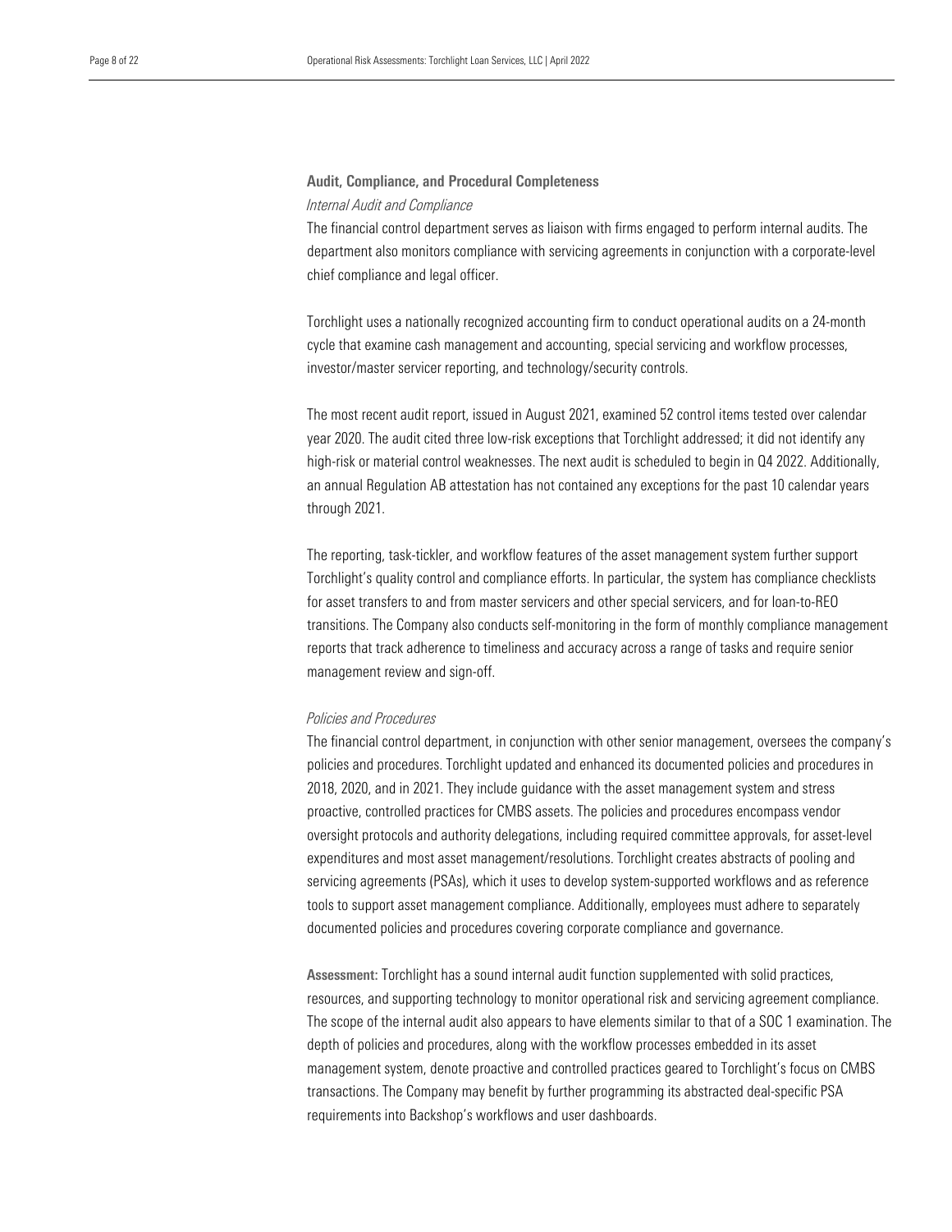## Audit, Compliance, and Procedural Completeness

*Internal Audit and Compliance*

The financial control department serves as liaison with firms engaged to perform internal audits. The department also monitors compliance with servicing agreements in conjunction with a corporate-level chief compliance and legal officer.

Torchlight uses a nationally recognized accounting firm to conduct operational audits on a 24-month cycle that examine cash management and accounting, special servicing and workflow processes, investor/master servicer reporting, and technology/security controls.

The most recent audit report, issued in August 2021, examined 52 control items tested over calendar year 2020. The audit cited three low-risk exceptions that Torchlight addressed; it did not identify any high-risk or material control weaknesses. The next audit is scheduled to begin in Q4 2022. Additionally, an annual Regulation AB attestation has not contained any exceptions for the past 10 calendar years through 2021.

The reporting, task-tickler, and workflow features of the asset management system further support Torchlight's quality control and compliance efforts. In particular, the system has compliance checklists for asset transfers to and from master servicers and other special servicers, and for loan-to-REO transitions. The Company also conducts self-monitoring in the form of monthly compliance management reports that track adherence to timeliness and accuracy across a range of tasks and require senior management review and sign-off.

*Policies and Procedures*

The financial control department, in conjunction with other senior management, oversees the company's policies and procedures. Torchlight updated and enhanced its documented policies and procedures in 2018, 2020, and in 2021. They include guidance with the asset management system and stress proactive, controlled practices for CMBS assets. The policies and procedures encompass vendor oversight protocols and authority delegations, including required committee approvals, for asset-level expenditures and most asset management/resolutions. Torchlight creates abstracts of pooling and servicing agreements (PSAs), which it uses to develop system-supported workflows and as reference tools to support asset management compliance. Additionally, employees must adhere to separately documented policies and procedures covering corporate compliance and governance.

**Assessment:** Torchlight has a sound internal audit function supplemented with solid practices, resources, and supporting technology to monitor operational risk and servicing agreement compliance. The scope of the internal audit also appears to have elements similar to that of a SOC 1 examination. The depth of policies and procedures, along with the workflow processes embedded in its asset management system, denote proactive and controlled practices geared to Torchlight's focus on CMBS transactions. The Company may benefit by further programming its abstracted deal-specific PSA requirements into Backshop's workflows and user dashboards.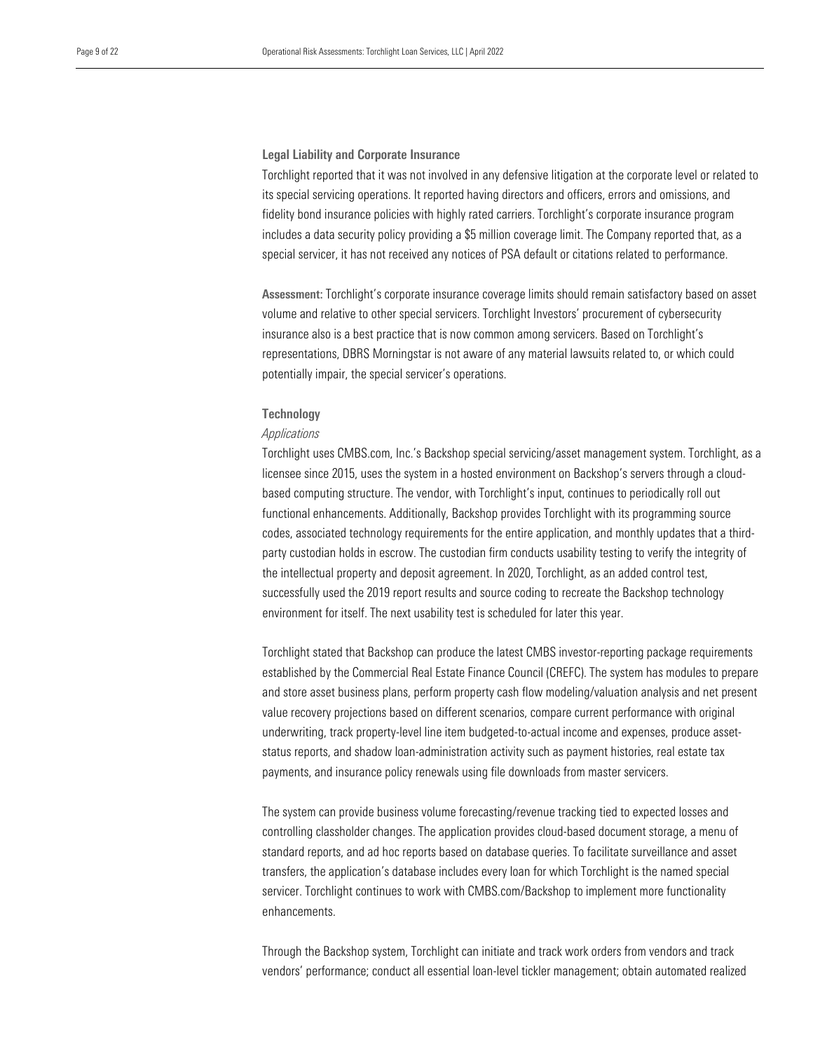### Legal Liability and Corporate Insurance

Torchlight reported that it was not involved in any defensive litigation at the corporate level or related to its special servicing operations. It reported having directors and officers, errors and omissions, and fidelity bond insurance policies with highly rated carriers. Torchlight's corporate insurance program includes a data security policy providing a $5 million coverage limit. The Company reported that, as a special servicer, it has not received any notices of PSA default or citations related to performance.

**Assessment:** Torchlight's corporate insurance coverage limits should remain satisfactory based on asset volume and relative to other special servicers. Torchlight Investors' procurement of cybersecurity insurance also is a best practice that is now common among servicers. Based on Torchlight's representations, DBRS Morningstar is not aware of any material lawsuits related to, or which could potentially impair, the special servicer's operations.

### Technology

*Applications*

Torchlight uses CMBS.com, Inc.'s Backshop special servicing/asset management system. Torchlight, as a licensee since 2015, uses the system in a hosted environment on Backshop's servers through a cloud-based computing structure. The vendor, with Torchlight's input, continues to periodically roll out functional enhancements. Additionally, Backshop provides Torchlight with its programming source codes, associated technology requirements for the entire application, and monthly updates that a third-party custodian holds in escrow. The custodian firm conducts usability testing to verify the integrity of the intellectual property and deposit agreement. In 2020, Torchlight, as an added control test, successfully used the 2019 report results and source coding to recreate the Backshop technology environment for itself. The next usability test is scheduled for later this year.

Torchlight stated that Backshop can produce the latest CMBS investor-reporting package requirements established by the Commercial Real Estate Finance Council (CREFC). The system has modules to prepare and store asset business plans, perform property cash flow modeling/valuation analysis and net present value recovery projections based on different scenarios, compare current performance with original underwriting, track property-level line item budgeted-to-actual income and expenses, produce asset-status reports, and shadow loan-administration activity such as payment histories, real estate tax payments, and insurance policy renewals using file downloads from master servicers.

The system can provide business volume forecasting/revenue tracking tied to expected losses and controlling classholder changes. The application provides cloud-based document storage, a menu of standard reports, and ad hoc reports based on database queries. To facilitate surveillance and asset transfers, the application's database includes every loan for which Torchlight is the named special servicer. Torchlight continues to work with CMBS.com/Backshop to implement more functionality enhancements.

Through the Backshop system, Torchlight can initiate and track work orders from vendors and track vendors' performance; conduct all essential loan-level tickler management; obtain automated realized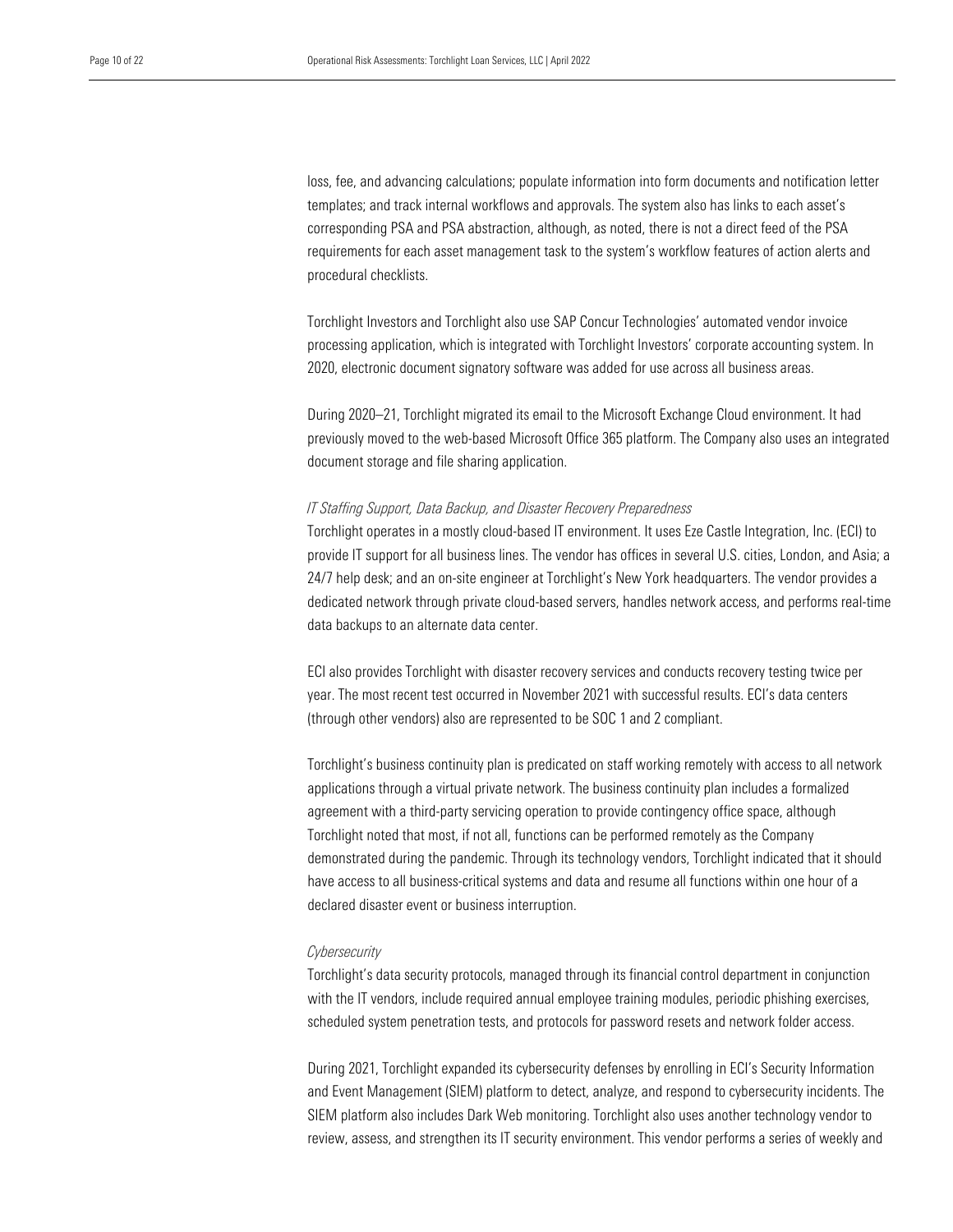loss, fee, and advancing calculations; populate information into form documents and notification letter templates; and track internal workflows and approvals. The system also has links to each asset's corresponding PSA and PSA abstraction, although, as noted, there is not a direct feed of the PSA requirements for each asset management task to the system's workflow features of action alerts and procedural checklists.

Torchlight Investors and Torchlight also use SAP Concur Technologies' automated vendor invoice processing application, which is integrated with Torchlight Investors' corporate accounting system. In 2020, electronic document signatory software was added for use across all business areas.

During 2020–21, Torchlight migrated its email to the Microsoft Exchange Cloud environment. It had previously moved to the web-based Microsoft Office 365 platform. The Company also uses an integrated document storage and file sharing application.

*IT Staffing Support, Data Backup, and Disaster Recovery Preparedness*

Torchlight operates in a mostly cloud-based IT environment. It uses Eze Castle Integration, Inc. (ECI) to provide IT support for all business lines. The vendor has offices in several U.S. cities, London, and Asia; a 24/7 help desk; and an on-site engineer at Torchlight's New York headquarters. The vendor provides a dedicated network through private cloud-based servers, handles network access, and performs real-time data backups to an alternate data center.

ECI also provides Torchlight with disaster recovery services and conducts recovery testing twice per year. The most recent test occurred in November 2021 with successful results. ECI's data centers (through other vendors) also are represented to be SOC 1 and 2 compliant.

Torchlight's business continuity plan is predicated on staff working remotely with access to all network applications through a virtual private network. The business continuity plan includes a formalized agreement with a third-party servicing operation to provide contingency office space, although Torchlight noted that most, if not all, functions can be performed remotely as the Company demonstrated during the pandemic. Through its technology vendors, Torchlight indicated that it should have access to all business-critical systems and data and resume all functions within one hour of a declared disaster event or business interruption.

*Cybersecurity*

Torchlight's data security protocols, managed through its financial control department in conjunction with the IT vendors, include required annual employee training modules, periodic phishing exercises, scheduled system penetration tests, and protocols for password resets and network folder access.

During 2021, Torchlight expanded its cybersecurity defenses by enrolling in ECI's Security Information and Event Management (SIEM) platform to detect, analyze, and respond to cybersecurity incidents. The SIEM platform also includes Dark Web monitoring. Torchlight also uses another technology vendor to review, assess, and strengthen its IT security environment. This vendor performs a series of weekly and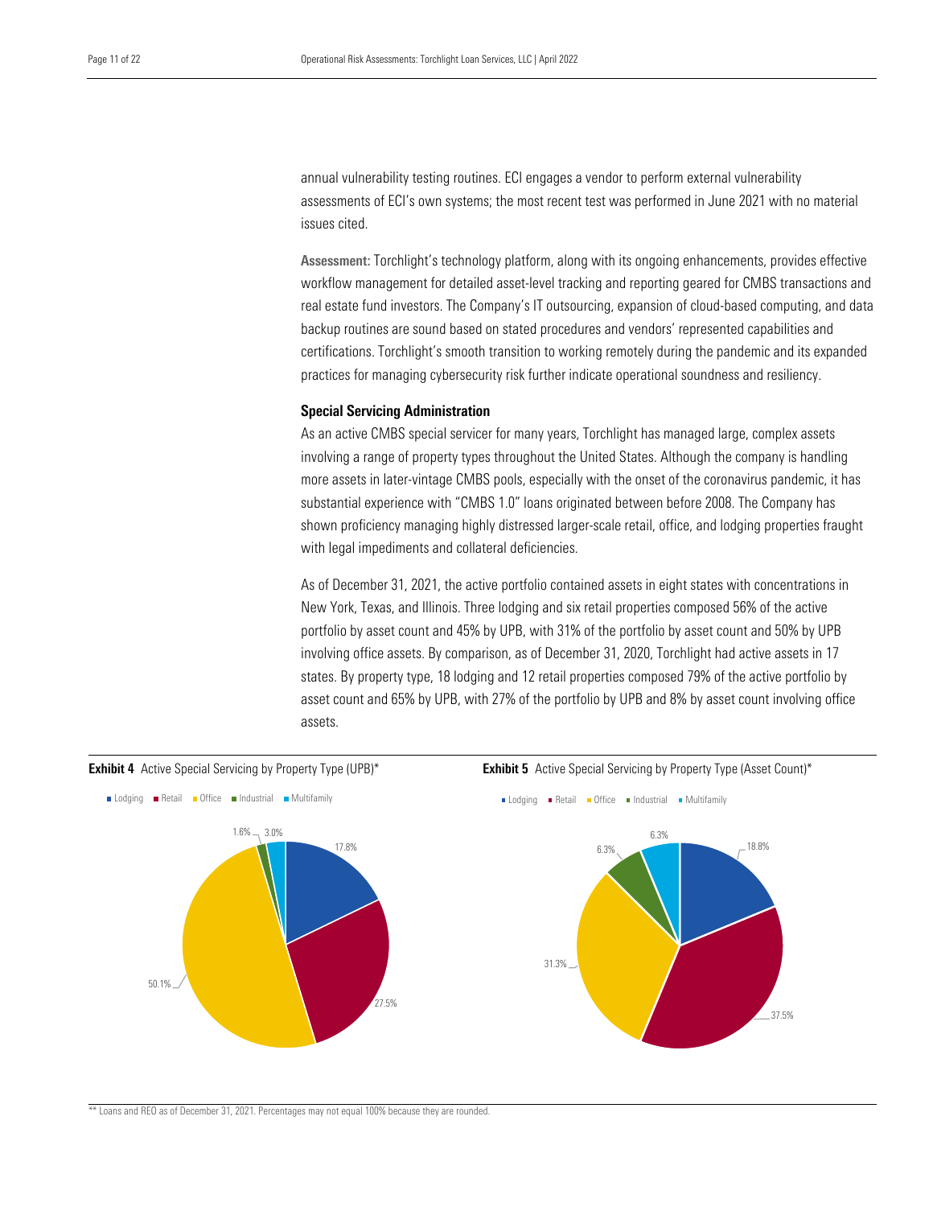annual vulnerability testing routines. ECI engages a vendor to perform external vulnerability assessments of ECI's own systems; the most recent test was performed in June 2021 with no material issues cited.

**Assessment:** Torchlight's technology platform, along with its ongoing enhancements, provides effective workflow management for detailed asset-level tracking and reporting geared for CMBS transactions and real estate fund investors. The Company's IT outsourcing, expansion of cloud-based computing, and data backup routines are sound based on stated procedures and vendors' represented capabilities and certifications. Torchlight's smooth transition to working remotely during the pandemic and its expanded practices for managing cybersecurity risk further indicate operational soundness and resiliency.

### Special Servicing Administration

As an active CMBS special servicer for many years, Torchlight has managed large, complex assets involving a range of property types throughout the United States. Although the company is handling more assets in later-vintage CMBS pools, especially with the onset of the coronavirus pandemic, it has substantial experience with "CMBS 1.0" loans originated between before 2008. The Company has shown proficiency managing highly distressed larger-scale retail, office, and lodging properties fraught with legal impediments and collateral deficiencies.

As of December 31, 2021, the active portfolio contained assets in eight states with concentrations in New York, Texas, and Illinois. Three lodging and six retail properties composed 56% of the active portfolio by asset count and 45% by UPB, with 31% of the portfolio by asset count and 50% by UPB involving office assets. By comparison, as of December 31, 2020, Torchlight had active assets in 17 states. By property type, 18 lodging and 12 retail properties composed 79% of the active portfolio by asset count and 65% by UPB, with 27% of the portfolio by UPB and 8% by asset count involving office assets.

**Exhibit 4** Active Special Servicing by Property Type (UPB)*

Lodging, Retail, Office, Industrial, Multifamily

17.8%
27.5%
50.1%
1.6%
3.0%

**Exhibit 5** Active Special Servicing by Property Type (Asset Count)*

Lodging, Retail, Office, Industrial, Multifamily

18.8%
37.5%
31.3%
6.3%
6.3%

** Loans and REO as of December 31, 2021. Percentages may not equal 100% because they are rounded.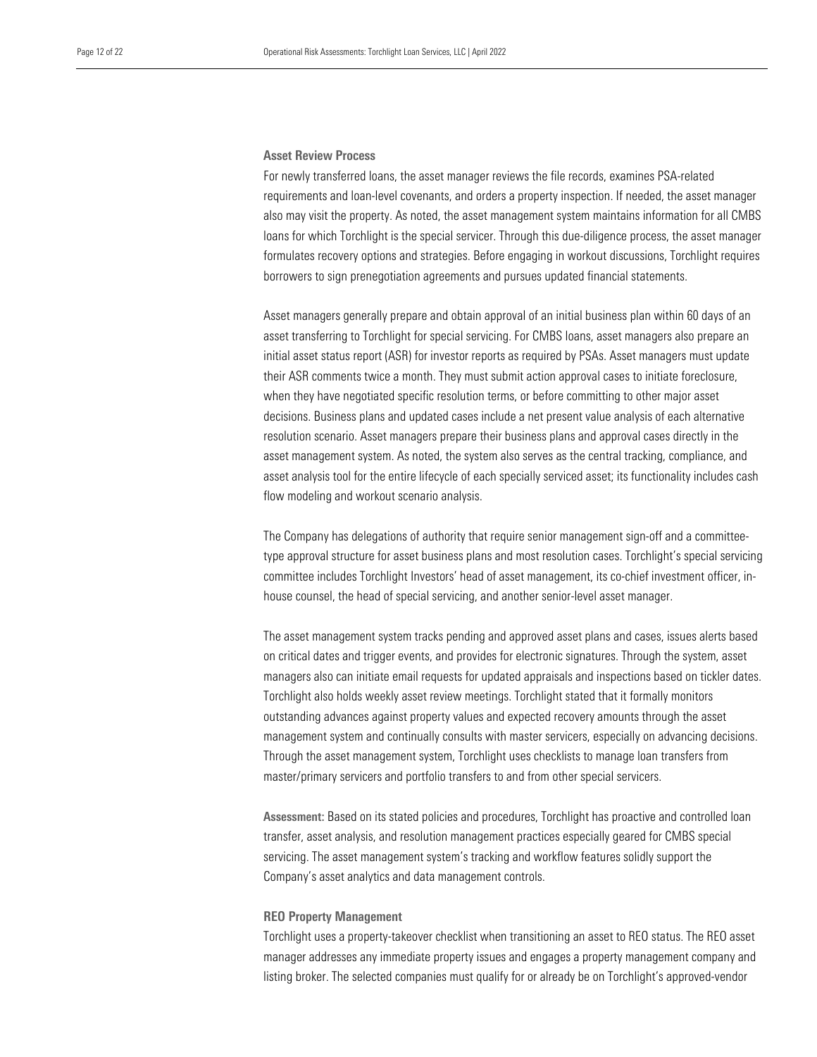### Asset Review Process

For newly transferred loans, the asset manager reviews the file records, examines PSA-related requirements and loan-level covenants, and orders a property inspection. If needed, the asset manager also may visit the property. As noted, the asset management system maintains information for all CMBS loans for which Torchlight is the special servicer. Through this due-diligence process, the asset manager formulates recovery options and strategies. Before engaging in workout discussions, Torchlight requires borrowers to sign prenegotiation agreements and pursues updated financial statements.

Asset managers generally prepare and obtain approval of an initial business plan within 60 days of an asset transferring to Torchlight for special servicing. For CMBS loans, asset managers also prepare an initial asset status report (ASR) for investor reports as required by PSAs. Asset managers must update their ASR comments twice a month. They must submit action approval cases to initiate foreclosure, when they have negotiated specific resolution terms, or before committing to other major asset decisions. Business plans and updated cases include a net present value analysis of each alternative resolution scenario. Asset managers prepare their business plans and approval cases directly in the asset management system. As noted, the system also serves as the central tracking, compliance, and asset analysis tool for the entire lifecycle of each specially serviced asset; its functionality includes cash flow modeling and workout scenario analysis.

The Company has delegations of authority that require senior management sign-off and a committee-type approval structure for asset business plans and most resolution cases. Torchlight's special servicing committee includes Torchlight Investors' head of asset management, its co-chief investment officer, in-house counsel, the head of special servicing, and another senior-level asset manager.

The asset management system tracks pending and approved asset plans and cases, issues alerts based on critical dates and trigger events, and provides for electronic signatures. Through the system, asset managers also can initiate email requests for updated appraisals and inspections based on tickler dates. Torchlight also holds weekly asset review meetings. Torchlight stated that it formally monitors outstanding advances against property values and expected recovery amounts through the asset management system and continually consults with master servicers, especially on advancing decisions. Through the asset management system, Torchlight uses checklists to manage loan transfers from master/primary servicers and portfolio transfers to and from other special servicers.

**Assessment:** Based on its stated policies and procedures, Torchlight has proactive and controlled loan transfer, asset analysis, and resolution management practices especially geared for CMBS special servicing. The asset management system's tracking and workflow features solidly support the Company's asset analytics and data management controls.

### REO Property Management

Torchlight uses a property-takeover checklist when transitioning an asset to REO status. The REO asset manager addresses any immediate property issues and engages a property management company and listing broker. The selected companies must qualify for or already be on Torchlight's approved-vendor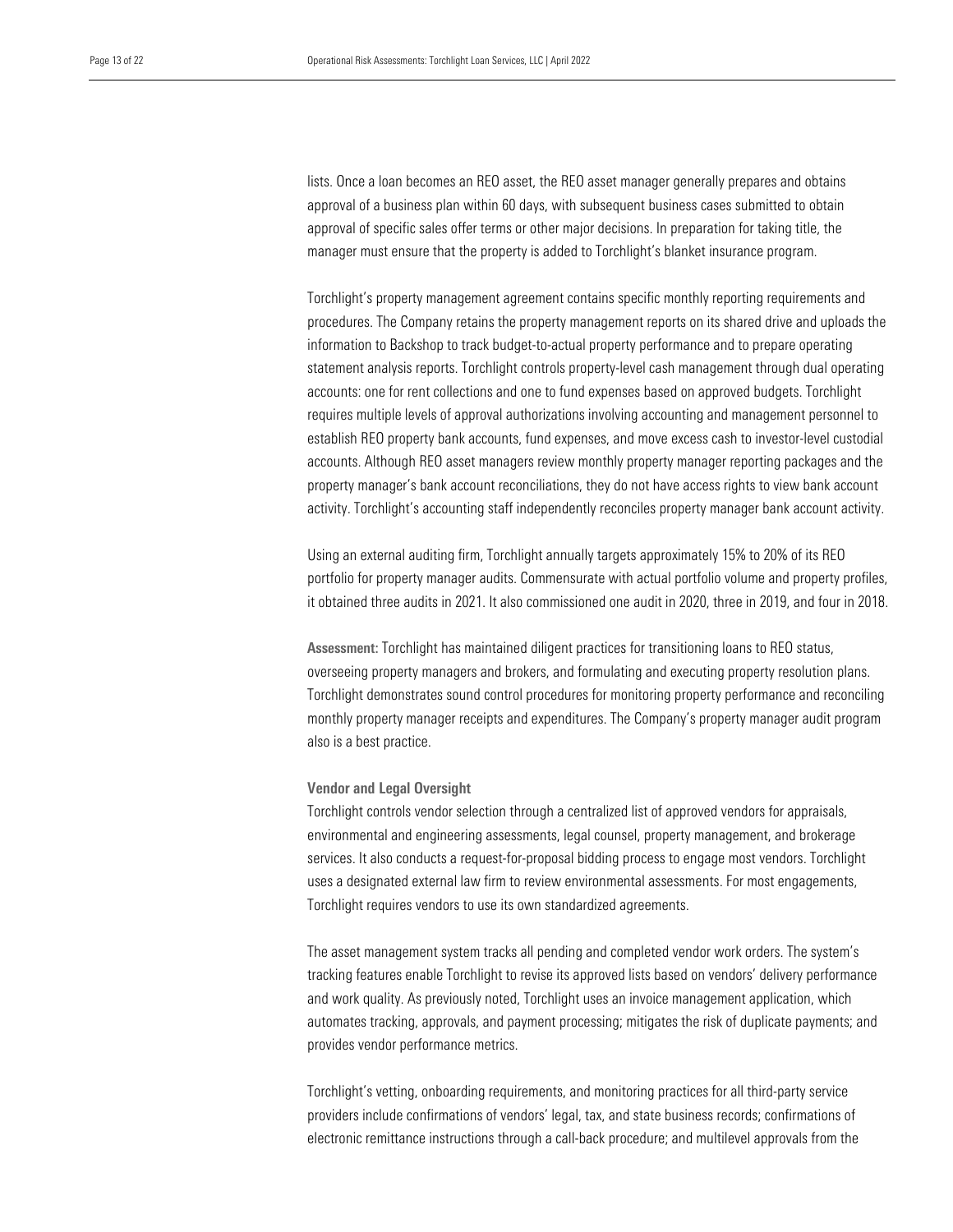lists. Once a loan becomes an REO asset, the REO asset manager generally prepares and obtains approval of a business plan within 60 days, with subsequent business cases submitted to obtain approval of specific sales offer terms or other major decisions. In preparation for taking title, the manager must ensure that the property is added to Torchlight's blanket insurance program.

Torchlight's property management agreement contains specific monthly reporting requirements and procedures. The Company retains the property management reports on its shared drive and uploads the information to Backshop to track budget-to-actual property performance and to prepare operating statement analysis reports. Torchlight controls property-level cash management through dual operating accounts: one for rent collections and one to fund expenses based on approved budgets. Torchlight requires multiple levels of approval authorizations involving accounting and management personnel to establish REO property bank accounts, fund expenses, and move excess cash to investor-level custodial accounts. Although REO asset managers review monthly property manager reporting packages and the property manager's bank account reconciliations, they do not have access rights to view bank account activity. Torchlight's accounting staff independently reconciles property manager bank account activity.

Using an external auditing firm, Torchlight annually targets approximately 15% to 20% of its REO portfolio for property manager audits. Commensurate with actual portfolio volume and property profiles, it obtained three audits in 2021. It also commissioned one audit in 2020, three in 2019, and four in 2018.

**Assessment:** Torchlight has maintained diligent practices for transitioning loans to REO status, overseeing property managers and brokers, and formulating and executing property resolution plans. Torchlight demonstrates sound control procedures for monitoring property performance and reconciling monthly property manager receipts and expenditures. The Company's property manager audit program also is a best practice.

### Vendor and Legal Oversight

Torchlight controls vendor selection through a centralized list of approved vendors for appraisals, environmental and engineering assessments, legal counsel, property management, and brokerage services. It also conducts a request-for-proposal bidding process to engage most vendors. Torchlight uses a designated external law firm to review environmental assessments. For most engagements, Torchlight requires vendors to use its own standardized agreements.

The asset management system tracks all pending and completed vendor work orders. The system's tracking features enable Torchlight to revise its approved lists based on vendors' delivery performance and work quality. As previously noted, Torchlight uses an invoice management application, which automates tracking, approvals, and payment processing; mitigates the risk of duplicate payments; and provides vendor performance metrics.

Torchlight's vetting, onboarding requirements, and monitoring practices for all third-party service providers include confirmations of vendors' legal, tax, and state business records; confirmations of electronic remittance instructions through a call-back procedure; and multilevel approvals from the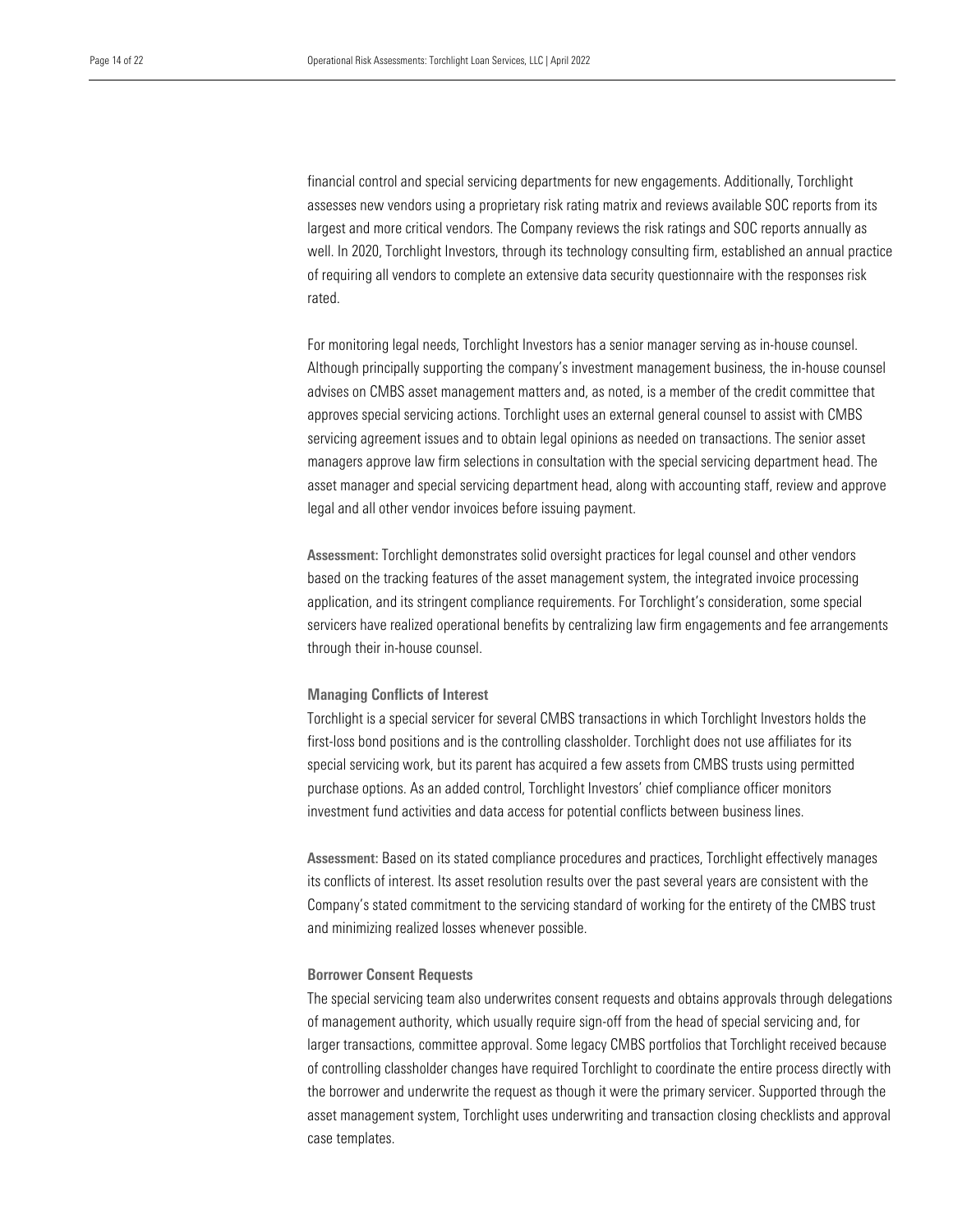financial control and special servicing departments for new engagements. Additionally, Torchlight assesses new vendors using a proprietary risk rating matrix and reviews available SOC reports from its largest and more critical vendors. The Company reviews the risk ratings and SOC reports annually as well. In 2020, Torchlight Investors, through its technology consulting firm, established an annual practice of requiring all vendors to complete an extensive data security questionnaire with the responses risk rated.

For monitoring legal needs, Torchlight Investors has a senior manager serving as in-house counsel. Although principally supporting the company's investment management business, the in-house counsel advises on CMBS asset management matters and, as noted, is a member of the credit committee that approves special servicing actions. Torchlight uses an external general counsel to assist with CMBS servicing agreement issues and to obtain legal opinions as needed on transactions. The senior asset managers approve law firm selections in consultation with the special servicing department head. The asset manager and special servicing department head, along with accounting staff, review and approve legal and all other vendor invoices before issuing payment.

**Assessment:** Torchlight demonstrates solid oversight practices for legal counsel and other vendors based on the tracking features of the asset management system, the integrated invoice processing application, and its stringent compliance requirements. For Torchlight's consideration, some special servicers have realized operational benefits by centralizing law firm engagements and fee arrangements through their in-house counsel.

### Managing Conflicts of Interest

Torchlight is a special servicer for several CMBS transactions in which Torchlight Investors holds the first-loss bond positions and is the controlling classholder. Torchlight does not use affiliates for its special servicing work, but its parent has acquired a few assets from CMBS trusts using permitted purchase options. As an added control, Torchlight Investors' chief compliance officer monitors investment fund activities and data access for potential conflicts between business lines.

**Assessment:** Based on its stated compliance procedures and practices, Torchlight effectively manages its conflicts of interest. Its asset resolution results over the past several years are consistent with the Company's stated commitment to the servicing standard of working for the entirety of the CMBS trust and minimizing realized losses whenever possible.

### Borrower Consent Requests

The special servicing team also underwrites consent requests and obtains approvals through delegations of management authority, which usually require sign-off from the head of special servicing and, for larger transactions, committee approval. Some legacy CMBS portfolios that Torchlight received because of controlling classholder changes have required Torchlight to coordinate the entire process directly with the borrower and underwrite the request as though it were the primary servicer. Supported through the asset management system, Torchlight uses underwriting and transaction closing checklists and approval case templates.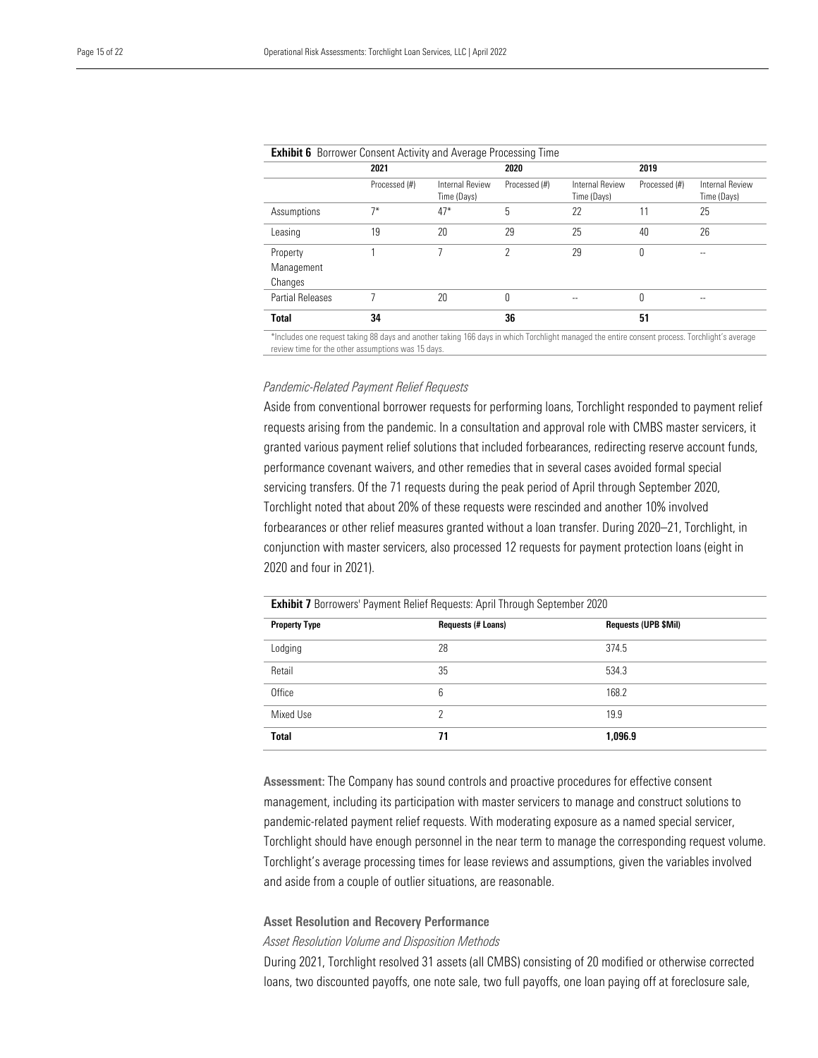**Exhibit 6** Borrower Consent Activity and Average Processing Time

| | 2021 | | 2020 | | 2019 | |
|---|---|---|---|---|---|---|
| | Processed (#) | Internal Review Time (Days) | Processed (#) | Internal Review Time (Days) | Processed (#) | Internal Review Time (Days) |
| Assumptions | 7* | 47* | 5 | 22 | 11 | 25 |
| Leasing | 19 | 20 | 29 | 25 | 40 | 26 |
| Property Management Changes | 1 | 7 | 2 | 29 | 0 | -- |
| Partial Releases | 7 | 20 | 0 | -- | 0 | -- |
| **Total** | **34** | | **36** | | **51** | |

*Includes one request taking 88 days and another taking 166 days in which Torchlight managed the entire consent process. Torchlight's average review time for the other assumptions was 15 days.

*Pandemic-Related Payment Relief Requests*

Aside from conventional borrower requests for performing loans, Torchlight responded to payment relief requests arising from the pandemic. In a consultation and approval role with CMBS master servicers, it granted various payment relief solutions that included forbearances, redirecting reserve account funds, performance covenant waivers, and other remedies that in several cases avoided formal special servicing transfers. Of the 71 requests during the peak period of April through September 2020, Torchlight noted that about 20% of these requests were rescinded and another 10% involved forbearances or other relief measures granted without a loan transfer. During 2020–21, Torchlight, in conjunction with master servicers, also processed 12 requests for payment protection loans (eight in 2020 and four in 2021).

**Exhibit 7** Borrowers' Payment Relief Requests: April Through September 2020

| Property Type | Requests (# Loans) | Requests (UPB $Mil) |
|---|---|---|
| Lodging | 28 | 374.5 |
| Retail | 35 | 534.3 |
| Office | 6 | 168.2 |
| Mixed Use | 2 | 19.9 |
| **Total** | **71** | **1,096.9** |

**Assessment:** The Company has sound controls and proactive procedures for effective consent management, including its participation with master servicers to manage and construct solutions to pandemic-related payment relief requests. With moderating exposure as a named special servicer, Torchlight should have enough personnel in the near term to manage the corresponding request volume. Torchlight's average processing times for lease reviews and assumptions, given the variables involved and aside from a couple of outlier situations, are reasonable.

### Asset Resolution and Recovery Performance

*Asset Resolution Volume and Disposition Methods*

During 2021, Torchlight resolved 31 assets (all CMBS) consisting of 20 modified or otherwise corrected loans, two discounted payoffs, one note sale, two full payoffs, one loan paying off at foreclosure sale,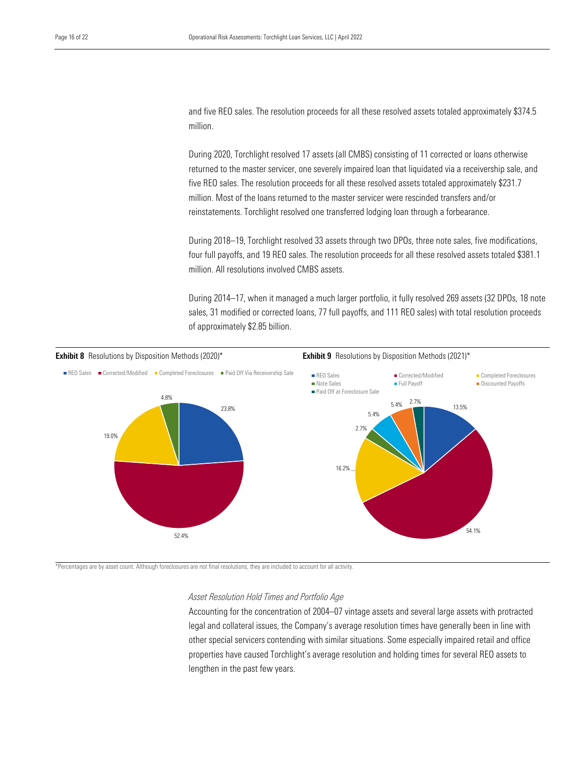and five REO sales. The resolution proceeds for all these resolved assets totaled approximately $374.5 million.

During 2020, Torchlight resolved 17 assets (all CMBS) consisting of 11 corrected or loans otherwise returned to the master servicer, one severely impaired loan that liquidated via a receivership sale, and five REO sales. The resolution proceeds for all these resolved assets totaled approximately $231.7 million. Most of the loans returned to the master servicer were rescinded transfers and/or reinstatements. Torchlight resolved one transferred lodging loan through a forbearance.

During 2018–19, Torchlight resolved 33 assets through two DPOs, three note sales, five modifications, four full payoffs, and 19 REO sales. The resolution proceeds for all these resolved assets totaled $381.1 million. All resolutions involved CMBS assets.

During 2014–17, when it managed a much larger portfolio, it fully resolved 269 assets (32 DPOs, 18 note sales, 31 modified or corrected loans, 77 full payoffs, and 111 REO sales) with total resolution proceeds of approximately $2.85 billion.

**Exhibit 8** Resolutions by Disposition Methods (2020)*

REO Sales
Corrected/Modified
Completed Foreclosures
Paid Off Via Receivership Sale

23.8%
52.4%
19.0%
4.8%

**Exhibit 9** Resolutions by Disposition Methods (2021)*

REO Sales
Corrected/Modified
Completed Foreclosures
Note Sales
Full Payoff
Discounted Payoffs
Paid Off at Foreclosure Sale

13.5%
54.1%
16.2%
2.7%
5.4%
5.4%
2.7%

*Percentages are by asset count. Although foreclosures are not final resolutions, they are included to account for all activity.

*Asset Resolution Hold Times and Portfolio Age*

Accounting for the concentration of 2004–07 vintage assets and several large assets with protracted legal and collateral issues, the Company's average resolution times have generally been in line with other special servicers contending with similar situations. Some especially impaired retail and office properties have caused Torchlight's average resolution and holding times for several REO assets to lengthen in the past few years.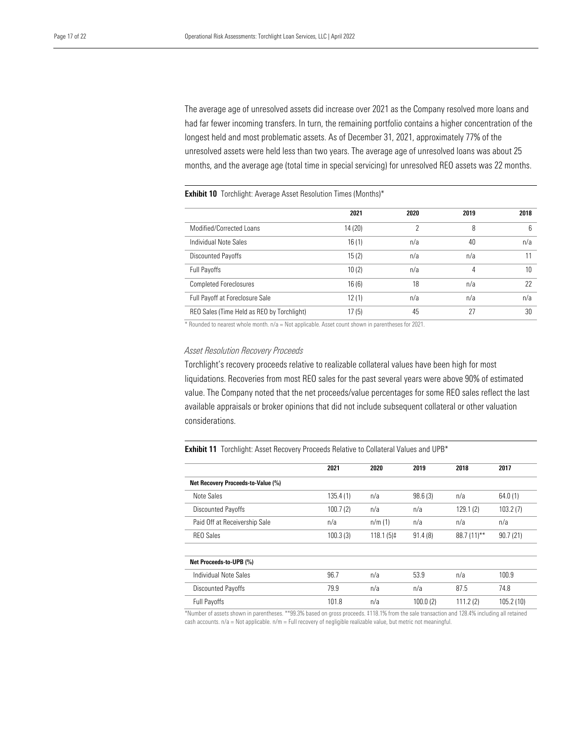The average age of unresolved assets did increase over 2021 as the Company resolved more loans and had far fewer incoming transfers. In turn, the remaining portfolio contains a higher concentration of the longest held and most problematic assets. As of December 31, 2021, approximately 77% of the unresolved assets were held less than two years. The average age of unresolved loans was about 25 months, and the average age (total time in special servicing) for unresolved REO assets was 22 months.

**Exhibit 10** Torchlight: Average Asset Resolution Times (Months)*

| | 2021 | 2020 | 2019 | 2018 |
|---|---|---|---|---|
| Modified/Corrected Loans | 14 (20) | 2 | 8 | 6 |
| Individual Note Sales | 16 (1) | n/a | 40 | n/a |
| Discounted Payoffs | 15 (2) | n/a | n/a | 11 |
| Full Payoffs | 10 (2) | n/a | 4 | 10 |
| Completed Foreclosures | 16 (6) | 18 | n/a | 22 |
| Full Payoff at Foreclosure Sale | 12 (1) | n/a | n/a | n/a |
| REO Sales (Time Held as REO by Torchlight) | 17 (5) | 45 | 27 | 30 |

* Rounded to nearest whole month. n/a = Not applicable. Asset count shown in parentheses for 2021.

*Asset Resolution Recovery Proceeds*

Torchlight's recovery proceeds relative to realizable collateral values have been high for most liquidations. Recoveries from most REO sales for the past several years were above 90% of estimated value. The Company noted that the net proceeds/value percentages for some REO sales reflect the last available appraisals or broker opinions that did not include subsequent collateral or other valuation considerations.

**Exhibit 11** Torchlight: Asset Recovery Proceeds Relative to Collateral Values and UPB*

| | 2021 | 2020 | 2019 | 2018 | 2017 |
|---|---|---|---|---|---|
| **Net Recovery Proceeds-to-Value (%)** | | | | | |
| Note Sales | 135.4 (1) | n/a | 98.6 (3) | n/a | 64.0 (1) |
| Discounted Payoffs | 100.7 (2) | n/a | n/a | 129.1 (2) | 103.2 (7) |
| Paid Off at Receivership Sale | n/a | n/m (1) | n/a | n/a | n/a |
| REO Sales | 100.3 (3) | 118.1 (5)‡ | 91.4 (8) | 88.7 (11)** | 90.7 (21) |
| **Net Proceeds-to-UPB (%)** | | | | | |
| Individual Note Sales | 96.7 | n/a | 53.9 | n/a | 100.9 |
| Discounted Payoffs | 79.9 | n/a | n/a | 87.5 | 74.8 |
| Full Payoffs | 101.8 | n/a | 100.0 (2) | 111.2 (2) | 105.2 (10) |

*Number of assets shown in parentheses. **99.3% based on gross proceeds. ‡118.1% from the sale transaction and 128.4% including all retained cash accounts. n/a = Not applicable. n/m = Full recovery of negligible realizable value, but metric not meaningful.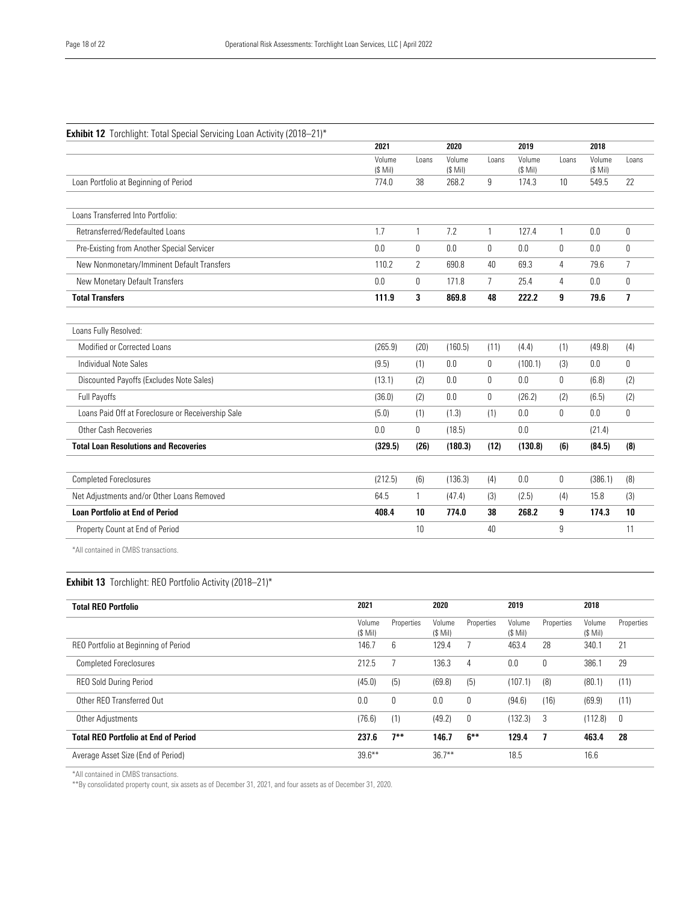**Exhibit 12** Torchlight: Total Special Servicing Loan Activity (2018–21)*

| | 2021 | | 2020 | | 2019 | | 2018 | |
|---|---|---|---|---|---|---|---|---|
| | Volume ($ Mil) | Loans | Volume ($ Mil) | Loans | Volume ($ Mil) | Loans | Volume ($ Mil) | Loans |
| Loan Portfolio at Beginning of Period | 774.0 | 38 | 268.2 | 9 | 174.3 | 10 | 549.5 | 22 |
| Loans Transferred Into Portfolio: | | | | | | | | |
| Retransferred/Redefaulted Loans | 1.7 | 1 | 7.2 | 1 | 127.4 | 1 | 0.0 | 0 |
| Pre-Existing from Another Special Servicer | 0.0 | 0 | 0.0 | 0 | 0.0 | 0 | 0.0 | 0 |
| New Nonmonetary/Imminent Default Transfers | 110.2 | 2 | 690.8 | 40 | 69.3 | 4 | 79.6 | 7 |
| New Monetary Default Transfers | 0.0 | 0 | 171.8 | 7 | 25.4 | 4 | 0.0 | 0 |
| **Total Transfers** | **111.9** | **3** | **869.8** | **48** | **222.2** | **9** | **79.6** | **7** |
| Loans Fully Resolved: | | | | | | | | |
| Modified or Corrected Loans | (265.9) | (20) | (160.5) | (11) | (4.4) | (1) | (49.8) | (4) |
| Individual Note Sales | (9.5) | (1) | 0.0 | 0 | (100.1) | (3) | 0.0 | 0 |
| Discounted Payoffs (Excludes Note Sales) | (13.1) | (2) | 0.0 | 0 | 0.0 | 0 | (6.8) | (2) |
| Full Payoffs | (36.0) | (2) | 0.0 | 0 | (26.2) | (2) | (6.5) | (2) |
| Loans Paid Off at Foreclosure or Receivership Sale | (5.0) | (1) | (1.3) | (1) | 0.0 | 0 | 0.0 | 0 |
| Other Cash Recoveries | 0.0 | 0 | (18.5) | | 0.0 | | (21.4) | |
| **Total Loan Resolutions and Recoveries** | **(329.5)** | **(26)** | **(180.3)** | **(12)** | **(130.8)** | **(6)** | **(84.5)** | **(8)** |
| Completed Foreclosures | (212.5) | (6) | (136.3) | (4) | 0.0 | 0 | (386.1) | (8) |
| Net Adjustments and/or Other Loans Removed | 64.5 | 1 | (47.4) | (3) | (2.5) | (4) | 15.8 | (3) |
| **Loan Portfolio at End of Period** | **408.4** | **10** | **774.0** | **38** | **268.2** | **9** | **174.3** | **10** |
| Property Count at End of Period | | 10 | | 40 | | 9 | | 11 |

*All contained in CMBS transactions.

**Exhibit 13** Torchlight: REO Portfolio Activity (2018–21)*

| **Total REO Portfolio** | 2021 | | 2020 | | 2019 | | 2018 | |
|---|---|---|---|---|---|---|---|---|
| | Volume ($ Mil) | Properties | Volume ($ Mil) | Properties | Volume ($ Mil) | Properties | Volume ($ Mil) | Properties |
| REO Portfolio at Beginning of Period | 146.7 | 6 | 129.4 | 7 | 463.4 | 28 | 340.1 | 21 |
| Completed Foreclosures | 212.5 | 7 | 136.3 | 4 | 0.0 | 0 | 386.1 | 29 |
| REO Sold During Period | (45.0) | (5) | (69.8) | (5) | (107.1) | (8) | (80.1) | (11) |
| Other REO Transferred Out | 0.0 | 0 | 0.0 | 0 | (94.6) | (16) | (69.9) | (11) |
| Other Adjustments | (76.6) | (1) | (49.2) | 0 | (132.3) | 3 | (112.8) | 0 |
| **Total REO Portfolio at End of Period** | **237.6** | **7**** | **146.7** | **6**** | **129.4** | **7** | **463.4** | **28** |
| Average Asset Size (End of Period) | 39.6** | | 36.7** | | 18.5 | | 16.6 | |

*All contained in CMBS transactions.

**By consolidated property count, six assets as of December 31, 2021, and four assets as of December 31, 2020.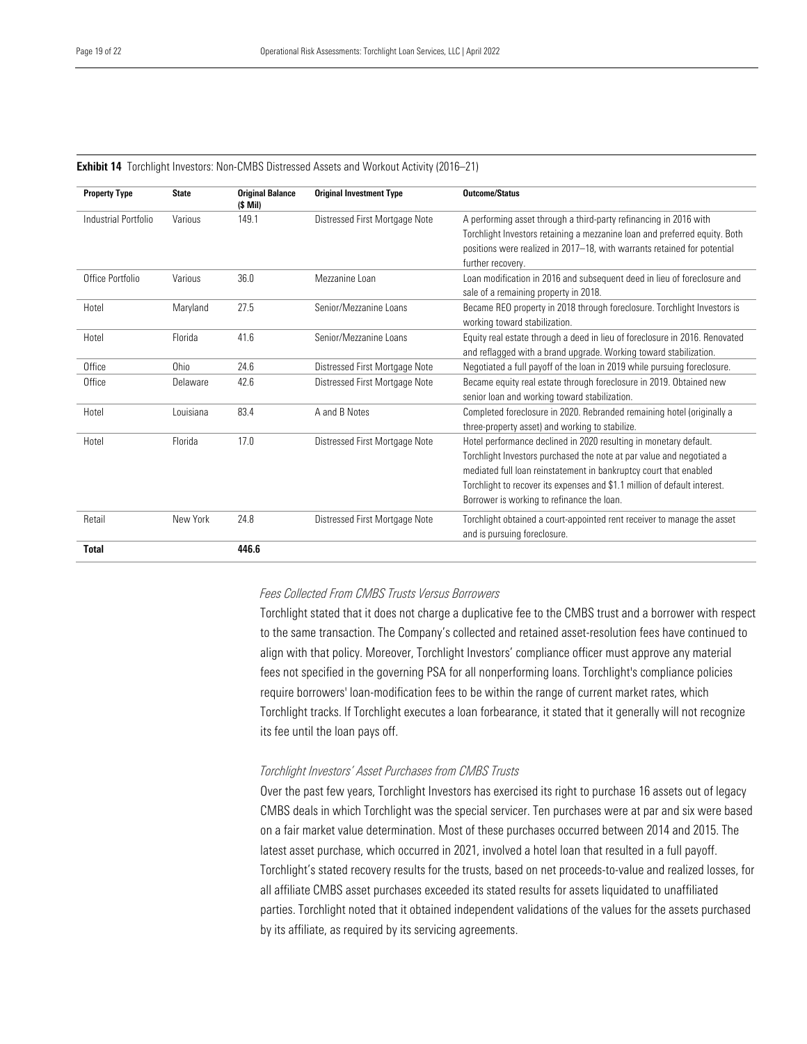**Exhibit 14** Torchlight Investors: Non-CMBS Distressed Assets and Workout Activity (2016–21)

| Property Type | State | Original Balance ($ Mil) | Original Investment Type | Outcome/Status |
|---|---|---|---|---|
| Industrial Portfolio | Various | 149.1 | Distressed First Mortgage Note | A performing asset through a third-party refinancing in 2016 with Torchlight Investors retaining a mezzanine loan and preferred equity. Both positions were realized in 2017–18, with warrants retained for potential further recovery. |
| Office Portfolio | Various | 36.0 | Mezzanine Loan | Loan modification in 2016 and subsequent deed in lieu of foreclosure and sale of a remaining property in 2018. |
| Hotel | Maryland | 27.5 | Senior/Mezzanine Loans | Became REO property in 2018 through foreclosure. Torchlight Investors is working toward stabilization. |
| Hotel | Florida | 41.6 | Senior/Mezzanine Loans | Equity real estate through a deed in lieu of foreclosure in 2016. Renovated and reflagged with a brand upgrade. Working toward stabilization. |
| Office | Ohio | 24.6 | Distressed First Mortgage Note | Negotiated a full payoff of the loan in 2019 while pursuing foreclosure. |
| Office | Delaware | 42.6 | Distressed First Mortgage Note | Became equity real estate through foreclosure in 2019. Obtained new senior loan and working toward stabilization. |
| Hotel | Louisiana | 83.4 | A and B Notes | Completed foreclosure in 2020. Rebranded remaining hotel (originally a three-property asset) and working to stabilize. |
| Hotel | Florida | 17.0 | Distressed First Mortgage Note | Hotel performance declined in 2020 resulting in monetary default. Torchlight Investors purchased the note at par value and negotiated a mediated full loan reinstatement in bankruptcy court that enabled Torchlight to recover its expenses and $1.1 million of default interest. Borrower is working to refinance the loan. |
| Retail | New York | 24.8 | Distressed First Mortgage Note | Torchlight obtained a court-appointed rent receiver to manage the asset and is pursuing foreclosure. |
| **Total** | | **446.6** | | |

*Fees Collected From CMBS Trusts Versus Borrowers*

Torchlight stated that it does not charge a duplicative fee to the CMBS trust and a borrower with respect to the same transaction. The Company's collected and retained asset-resolution fees have continued to align with that policy. Moreover, Torchlight Investors' compliance officer must approve any material fees not specified in the governing PSA for all nonperforming loans. Torchlight's compliance policies require borrowers' loan-modification fees to be within the range of current market rates, which Torchlight tracks. If Torchlight executes a loan forbearance, it stated that it generally will not recognize its fee until the loan pays off.

*Torchlight Investors' Asset Purchases from CMBS Trusts*

Over the past few years, Torchlight Investors has exercised its right to purchase 16 assets out of legacy CMBS deals in which Torchlight was the special servicer. Ten purchases were at par and six were based on a fair market value determination. Most of these purchases occurred between 2014 and 2015. The latest asset purchase, which occurred in 2021, involved a hotel loan that resulted in a full payoff. Torchlight's stated recovery results for the trusts, based on net proceeds-to-value and realized losses, for all affiliate CMBS asset purchases exceeded its stated results for assets liquidated to unaffiliated parties. Torchlight noted that it obtained independent validations of the values for the assets purchased by its affiliate, as required by its servicing agreements.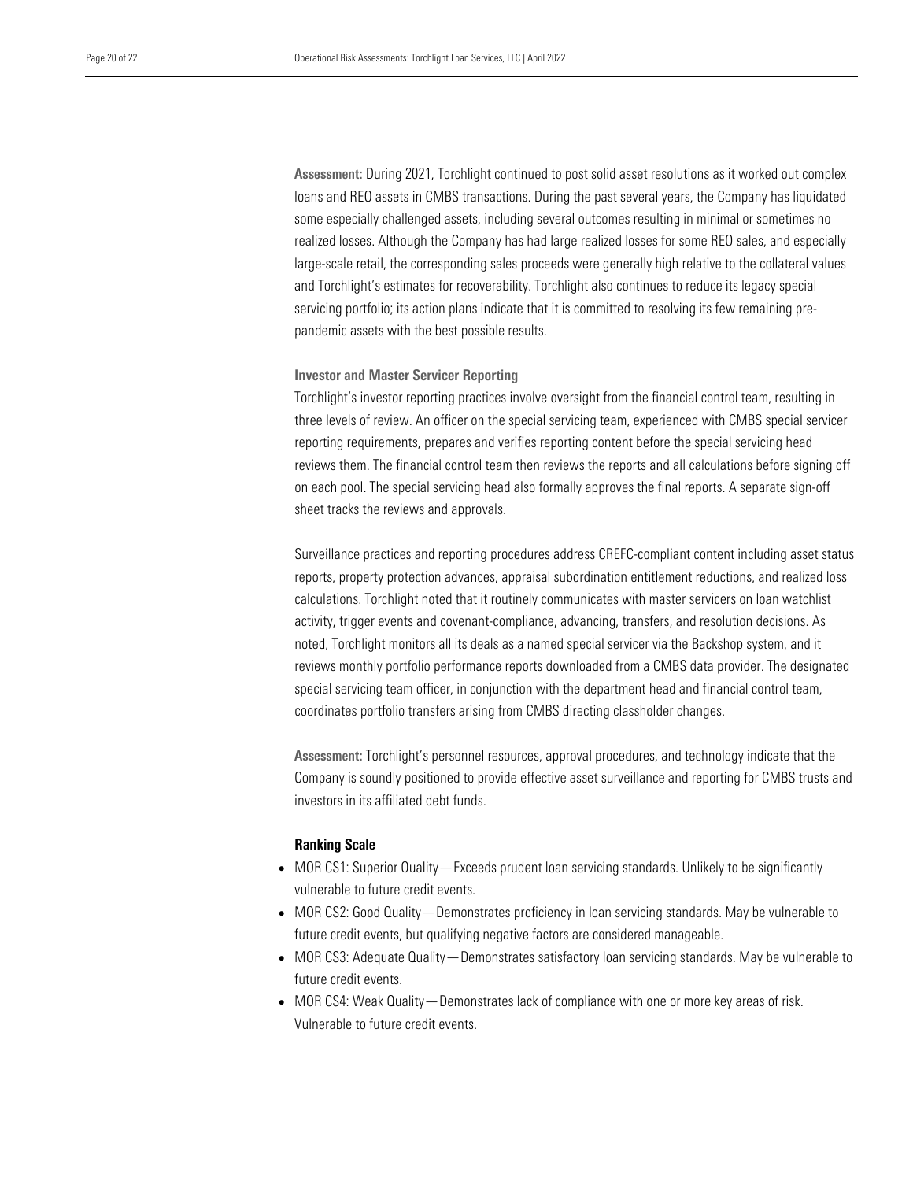**Assessment:** During 2021, Torchlight continued to post solid asset resolutions as it worked out complex loans and REO assets in CMBS transactions. During the past several years, the Company has liquidated some especially challenged assets, including several outcomes resulting in minimal or sometimes no realized losses. Although the Company has had large realized losses for some REO sales, and especially large-scale retail, the corresponding sales proceeds were generally high relative to the collateral values and Torchlight's estimates for recoverability. Torchlight also continues to reduce its legacy special servicing portfolio; its action plans indicate that it is committed to resolving its few remaining pre-pandemic assets with the best possible results.

### Investor and Master Servicer Reporting

Torchlight's investor reporting practices involve oversight from the financial control team, resulting in three levels of review. An officer on the special servicing team, experienced with CMBS special servicer reporting requirements, prepares and verifies reporting content before the special servicing head reviews them. The financial control team then reviews the reports and all calculations before signing off on each pool. The special servicing head also formally approves the final reports. A separate sign-off sheet tracks the reviews and approvals.

Surveillance practices and reporting procedures address CREFC-compliant content including asset status reports, property protection advances, appraisal subordination entitlement reductions, and realized loss calculations. Torchlight noted that it routinely communicates with master servicers on loan watchlist activity, trigger events and covenant-compliance, advancing, transfers, and resolution decisions. As noted, Torchlight monitors all its deals as a named special servicer via the Backshop system, and it reviews monthly portfolio performance reports downloaded from a CMBS data provider. The designated special servicing team officer, in conjunction with the department head and financial control team, coordinates portfolio transfers arising from CMBS directing classholder changes.

**Assessment:** Torchlight's personnel resources, approval procedures, and technology indicate that the Company is soundly positioned to provide effective asset surveillance and reporting for CMBS trusts and investors in its affiliated debt funds.

**Ranking Scale**

- MOR CS1: Superior Quality—Exceeds prudent loan servicing standards. Unlikely to be significantly vulnerable to future credit events.
- MOR CS2: Good Quality—Demonstrates proficiency in loan servicing standards. May be vulnerable to future credit events, but qualifying negative factors are considered manageable.
- MOR CS3: Adequate Quality—Demonstrates satisfactory loan servicing standards. May be vulnerable to future credit events.
- MOR CS4: Weak Quality—Demonstrates lack of compliance with one or more key areas of risk. Vulnerable to future credit events.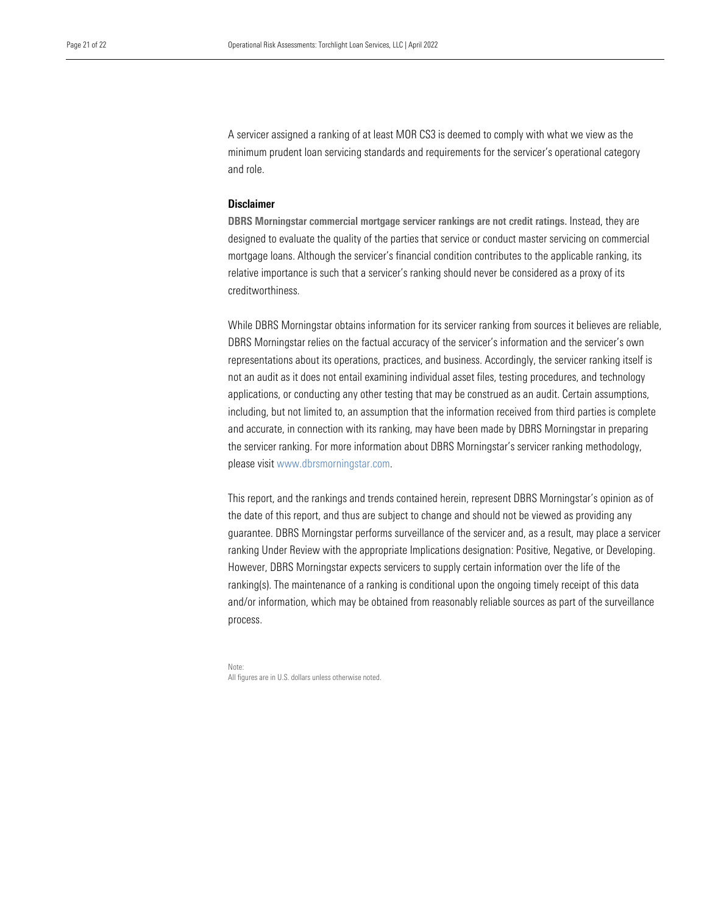A servicer assigned a ranking of at least MOR CS3 is deemed to comply with what we view as the minimum prudent loan servicing standards and requirements for the servicer's operational category and role.

### Disclaimer

**DBRS Morningstar commercial mortgage servicer rankings are not credit ratings.** Instead, they are designed to evaluate the quality of the parties that service or conduct master servicing on commercial mortgage loans. Although the servicer's financial condition contributes to the applicable ranking, its relative importance is such that a servicer's ranking should never be considered as a proxy of its creditworthiness.

While DBRS Morningstar obtains information for its servicer ranking from sources it believes are reliable, DBRS Morningstar relies on the factual accuracy of the servicer's information and the servicer's own representations about its operations, practices, and business. Accordingly, the servicer ranking itself is not an audit as it does not entail examining individual asset files, testing procedures, and technology applications, or conducting any other testing that may be construed as an audit. Certain assumptions, including, but not limited to, an assumption that the information received from third parties is complete and accurate, in connection with its ranking, may have been made by DBRS Morningstar in preparing the servicer ranking. For more information about DBRS Morningstar's servicer ranking methodology, please visit www.dbrsmorningstar.com.

This report, and the rankings and trends contained herein, represent DBRS Morningstar's opinion as of the date of this report, and thus are subject to change and should not be viewed as providing any guarantee. DBRS Morningstar performs surveillance of the servicer and, as a result, may place a servicer ranking Under Review with the appropriate Implications designation: Positive, Negative, or Developing. However, DBRS Morningstar expects servicers to supply certain information over the life of the ranking(s). The maintenance of a ranking is conditional upon the ongoing timely receipt of this data and/or information, which may be obtained from reasonably reliable sources as part of the surveillance process.

Note:
All figures are in U.S. dollars unless otherwise noted.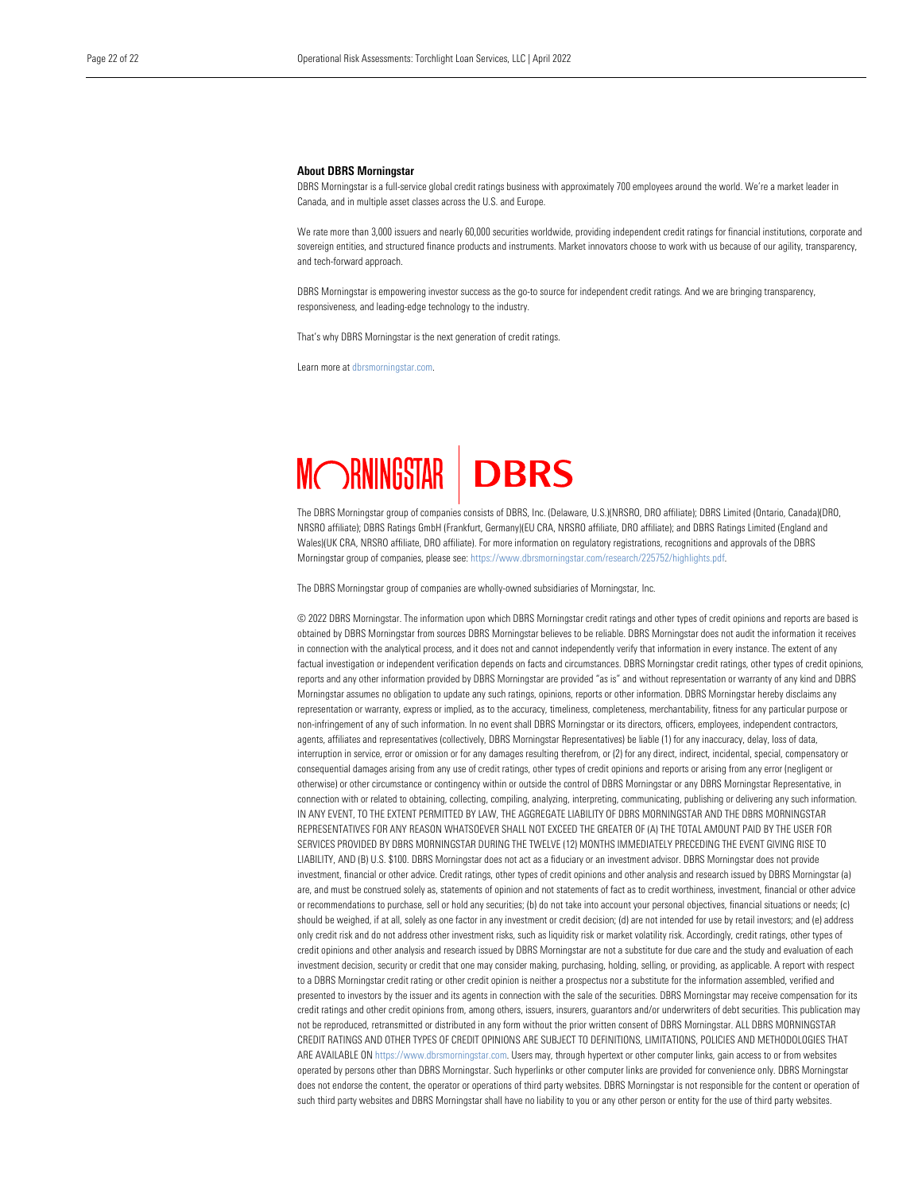**About DBRS Morningstar**

DBRS Morningstar is a full-service global credit ratings business with approximately 700 employees around the world. We're a market leader in Canada, and in multiple asset classes across the U.S. and Europe.

We rate more than 3,000 issuers and nearly 60,000 securities worldwide, providing independent credit ratings for financial institutions, corporate and sovereign entities, and structured finance products and instruments. Market innovators choose to work with us because of our agility, transparency, and tech-forward approach.

DBRS Morningstar is empowering investor success as the go-to source for independent credit ratings. And we are bringing transparency, responsiveness, and leading-edge technology to the industry.

That's why DBRS Morningstar is the next generation of credit ratings.

Learn more at dbrsmorningstar.com.

MORNINGSTAR | DBRS

The DBRS Morningstar group of companies consists of DBRS, Inc. (Delaware, U.S.)(NRSRO, DRO affiliate); DBRS Limited (Ontario, Canada)(DRO, NRSRO affiliate); DBRS Ratings GmbH (Frankfurt, Germany)(EU CRA, NRSRO affiliate, DRO affiliate); and DBRS Ratings Limited (England and Wales)(UK CRA, NRSRO affiliate, DRO affiliate). For more information on regulatory registrations, recognitions and approvals of the DBRS Morningstar group of companies, please see: https://www.dbrsmorningstar.com/research/225752/highlights.pdf.

The DBRS Morningstar group of companies are wholly-owned subsidiaries of Morningstar, Inc.

© 2022 DBRS Morningstar. The information upon which DBRS Morningstar credit ratings and other types of credit opinions and reports are based is obtained by DBRS Morningstar from sources DBRS Morningstar believes to be reliable. DBRS Morningstar does not audit the information it receives in connection with the analytical process, and it does not and cannot independently verify that information in every instance. The extent of any factual investigation or independent verification depends on facts and circumstances. DBRS Morningstar credit ratings, other types of credit opinions, reports and any other information provided by DBRS Morningstar are provided "as is" and without representation or warranty of any kind and DBRS Morningstar assumes no obligation to update any such ratings, opinions, reports or other information. DBRS Morningstar hereby disclaims any representation or warranty, express or implied, as to the accuracy, timeliness, completeness, merchantability, fitness for any particular purpose or non-infringement of any of such information. In no event shall DBRS Morningstar or its directors, officers, employees, independent contractors, agents, affiliates and representatives (collectively, DBRS Morningstar Representatives) be liable (1) for any inaccuracy, delay, loss of data, interruption in service, error or omission or for any damages resulting therefrom, or (2) for any direct, indirect, incidental, special, compensatory or consequential damages arising from any use of credit ratings, other types of credit opinions and reports or arising from any error (negligent or otherwise) or other circumstance or contingency within or outside the control of DBRS Morningstar or any DBRS Morningstar Representative, in connection with or related to obtaining, collecting, compiling, analyzing, interpreting, communicating, publishing or delivering any such information. IN ANY EVENT, TO THE EXTENT PERMITTED BY LAW, THE AGGREGATE LIABILITY OF DBRS MORNINGSTAR AND THE DBRS MORNINGSTAR REPRESENTATIVES FOR ANY REASON WHATSOEVER SHALL NOT EXCEED THE GREATER OF (A) THE TOTAL AMOUNT PAID BY THE USER FOR SERVICES PROVIDED BY DBRS MORNINGSTAR DURING THE TWELVE (12) MONTHS IMMEDIATELY PRECEDING THE EVENT GIVING RISE TO LIABILITY, AND (B) U.S. $100. DBRS Morningstar does not act as a fiduciary or an investment advisor. DBRS Morningstar does not provide investment, financial or other advice. Credit ratings, other types of credit opinions and other analysis and research issued by DBRS Morningstar (a) are, and must be construed solely as, statements of opinion and not statements of fact as to credit worthiness, investment, financial or other advice or recommendations to purchase, sell or hold any securities; (b) do not take into account your personal objectives, financial situations or needs; (c) should be weighed, if at all, solely as one factor in any investment or credit decision; (d) are not intended for use by retail investors; and (e) address only credit risk and do not address other investment risks, such as liquidity risk or market volatility risk. Accordingly, credit ratings, other types of credit opinions and other analysis and research issued by DBRS Morningstar are not a substitute for due care and the study and evaluation of each investment decision, security or credit that one may consider making, purchasing, holding, selling, or providing, as applicable. A report with respect to a DBRS Morningstar credit rating or other credit opinion is neither a prospectus nor a substitute for the information assembled, verified and presented to investors by the issuer and its agents in connection with the sale of the securities. DBRS Morningstar may receive compensation for its credit ratings and other credit opinions from, among others, issuers, insurers, guarantors and/or underwriters of debt securities. This publication may not be reproduced, retransmitted or distributed in any form without the prior written consent of DBRS Morningstar. ALL DBRS MORNINGSTAR CREDIT RATINGS AND OTHER TYPES OF CREDIT OPINIONS ARE SUBJECT TO DEFINITIONS, LIMITATIONS, POLICIES AND METHODOLOGIES THAT ARE AVAILABLE ON https://www.dbrsmorningstar.com. Users may, through hypertext or other computer links, gain access to or from websites operated by persons other than DBRS Morningstar. Such hyperlinks or other computer links are provided for convenience only. DBRS Morningstar does not endorse the content, the operator or operations of third party websites. DBRS Morningstar is not responsible for the content or operation of such third party websites and DBRS Morningstar shall have no liability to you or any other person or entity for the use of third party websites.